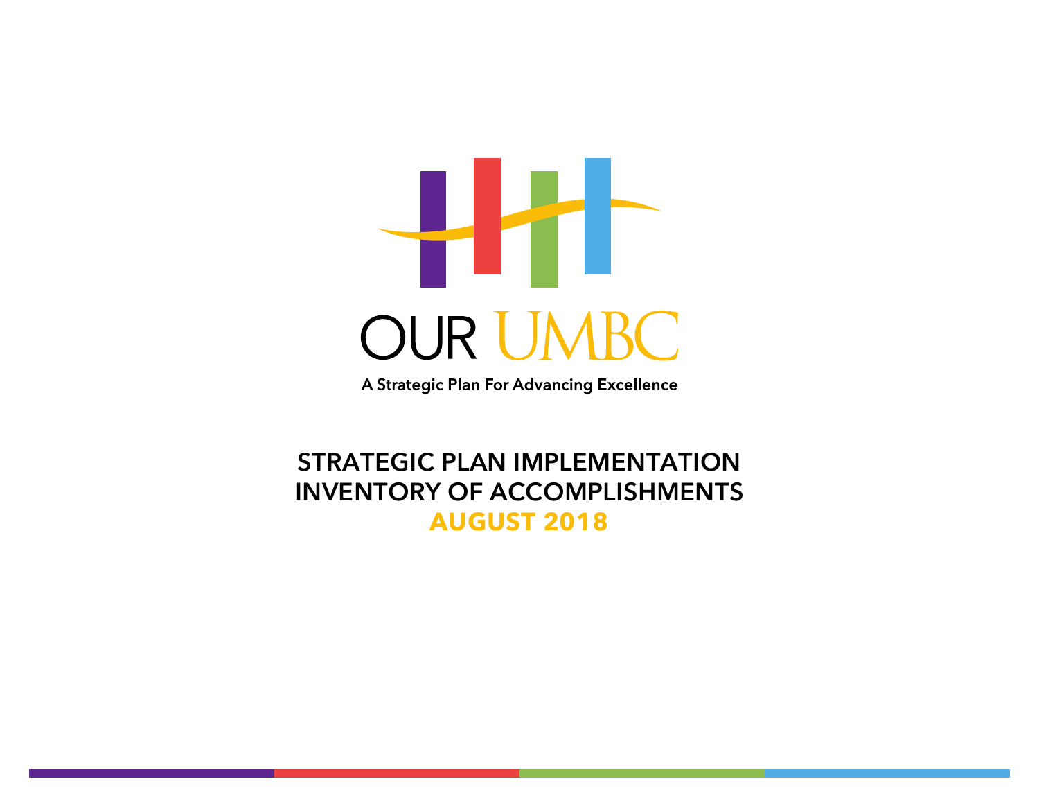# OUR UMBC

A Strategic Plan For Advancing Excellence

## STRATEGIC PLAN IMPLEMENTATION INVENTORY OF ACCOMPLISHMENTS

## AUGUST 2018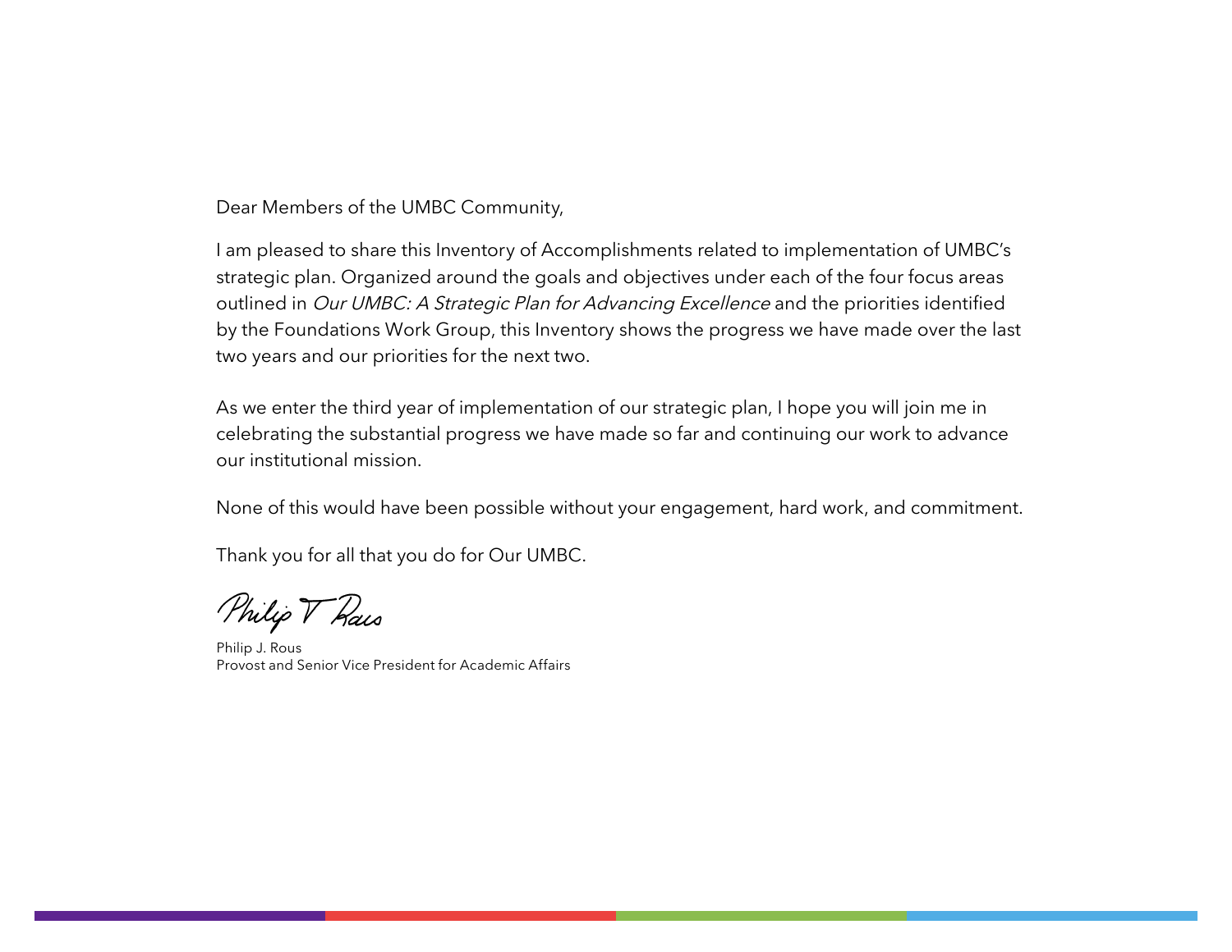Dear Members of the UMBC Community,

I am pleased to share this Inventory of Accomplishments related to implementation of UMBC's strategic plan. Organized around the goals and objectives under each of the four focus areas outlined in *Our UMBC: A Strategic Plan for Advancing Excellence* and the priorities identified by the Foundations Work Group, this Inventory shows the progress we have made over the last two years and our priorities for the next two.

As we enter the third year of implementation of our strategic plan, I hope you will join me in celebrating the substantial progress we have made so far and continuing our work to advance our institutional mission.

None of this would have been possible without your engagement, hard work, and commitment.

Thank you for all that you do for Our UMBC.

Philip J. Rous
Provost and Senior Vice President for Academic Affairs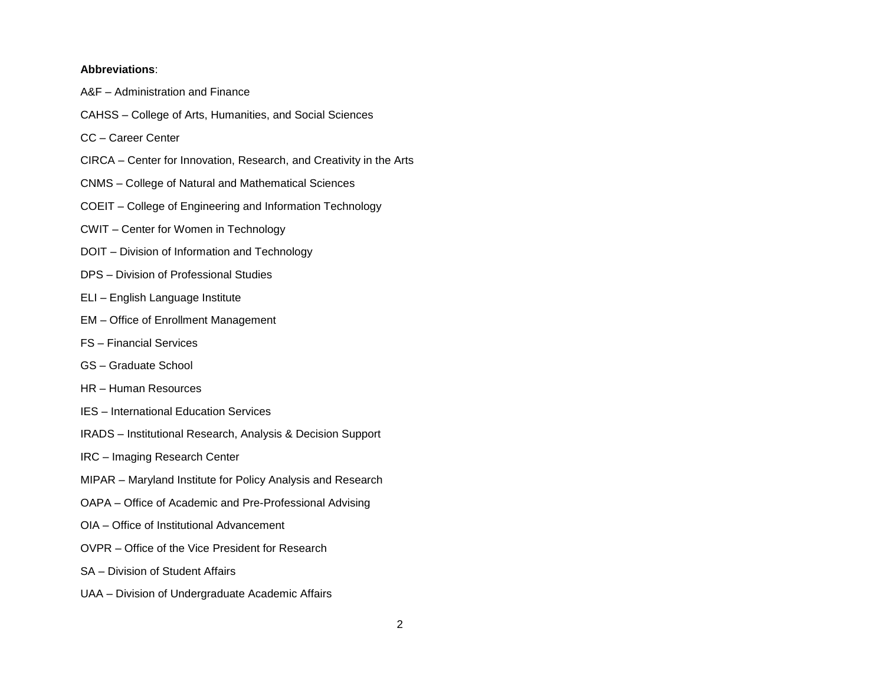**Abbreviations**:

A&F – Administration and Finance

CAHSS – College of Arts, Humanities, and Social Sciences

CC – Career Center

CIRCA – Center for Innovation, Research, and Creativity in the Arts

CNMS – College of Natural and Mathematical Sciences

COEIT – College of Engineering and Information Technology

CWIT – Center for Women in Technology

DOIT – Division of Information and Technology

DPS – Division of Professional Studies

ELI – English Language Institute

EM – Office of Enrollment Management

FS – Financial Services

GS – Graduate School

HR – Human Resources

IES – International Education Services

IRADS – Institutional Research, Analysis & Decision Support

IRC – Imaging Research Center

MIPAR – Maryland Institute for Policy Analysis and Research

OAPA – Office of Academic and Pre-Professional Advising

OIA – Office of Institutional Advancement

OVPR – Office of the Vice President for Research

SA – Division of Student Affairs

UAA – Division of Undergraduate Academic Affairs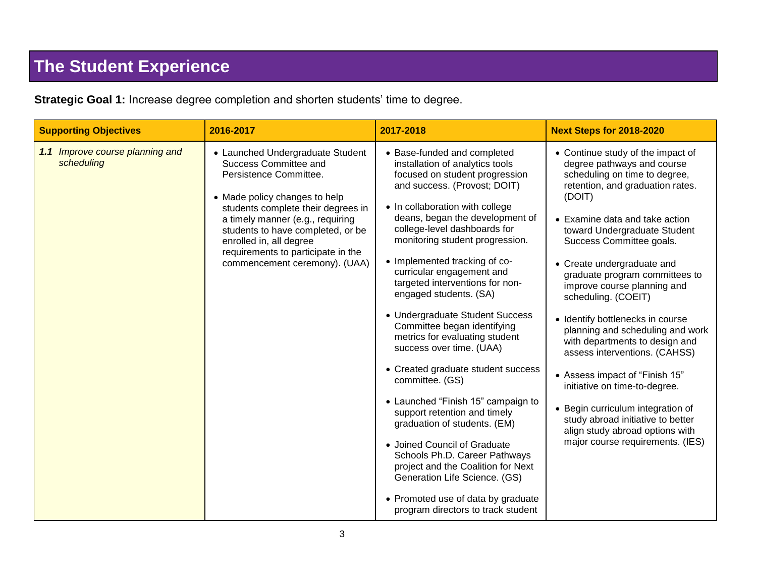# The Student Experience

**Strategic Goal 1:** Increase degree completion and shorten students' time to degree.

| Supporting Objectives | 2016-2017 | 2017-2018 | Next Steps for 2018-2020 |
|---|---|---|---|
| ***1.1*** *Improve course planning and scheduling* | • Launched Undergraduate Student Success Committee and Persistence Committee.<br><br>• Made policy changes to help students complete their degrees in a timely manner (e.g., requiring students to have completed, or be enrolled in, all degree requirements to participate in the commencement ceremony). (UAA) | • Base-funded and completed installation of analytics tools focused on student progression and success. (Provost; DOIT)<br><br>• In collaboration with college deans, began the development of college-level dashboards for monitoring student progression.<br><br>• Implemented tracking of co-curricular engagement and targeted interventions for non-engaged students. (SA)<br><br>• Undergraduate Student Success Committee began identifying metrics for evaluating student success over time. (UAA)<br><br>• Created graduate student success committee. (GS)<br><br>• Launched "Finish 15" campaign to support retention and timely graduation of students. (EM)<br><br>• Joined Council of Graduate Schools Ph.D. Career Pathways project and the Coalition for Next Generation Life Science. (GS)<br><br>• Promoted use of data by graduate program directors to track student | • Continue study of the impact of degree pathways and course scheduling on time to degree, retention, and graduation rates. (DOIT)<br><br>• Examine data and take action toward Undergraduate Student Success Committee goals.<br><br>• Create undergraduate and graduate program committees to improve course planning and scheduling. (COEIT)<br><br>• Identify bottlenecks in course planning and scheduling and work with departments to design and assess interventions. (CAHSS)<br><br>• Assess impact of "Finish 15" initiative on time-to-degree.<br><br>• Begin curriculum integration of study abroad initiative to better align study abroad options with major course requirements. (IES) |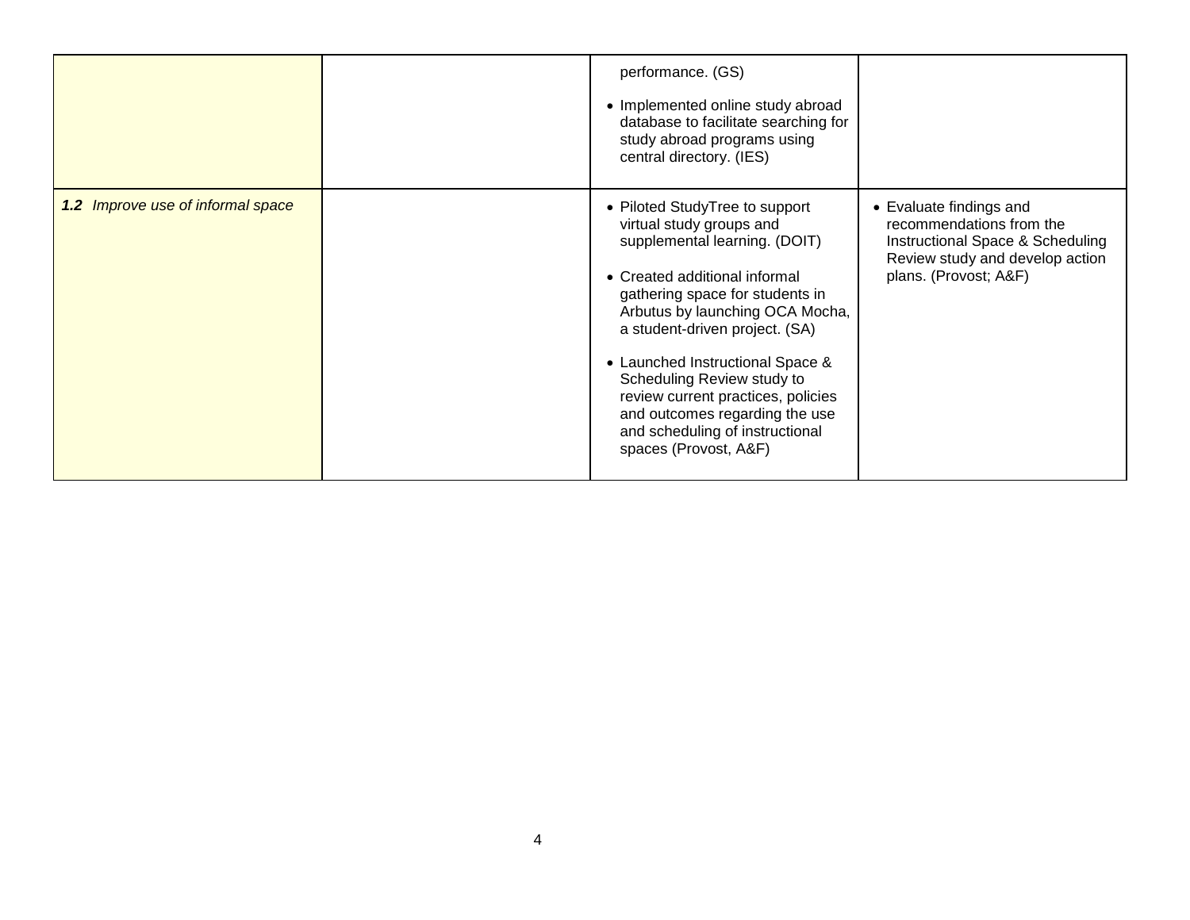| | | | |
|---|---|---|---|
| | | performance. (GS)<br><br>• Implemented online study abroad database to facilitate searching for study abroad programs using central directory. (IES) | |
| ***1.2*** *Improve use of informal space* | | • Piloted StudyTree to support virtual study groups and supplemental learning. (DOIT)<br><br>• Created additional informal gathering space for students in Arbutus by launching OCA Mocha, a student-driven project. (SA)<br><br>• Launched Instructional Space & Scheduling Review study to review current practices, policies and outcomes regarding the use and scheduling of instructional spaces (Provost, A&F) | • Evaluate findings and recommendations from the Instructional Space & Scheduling Review study and develop action plans. (Provost; A&F) |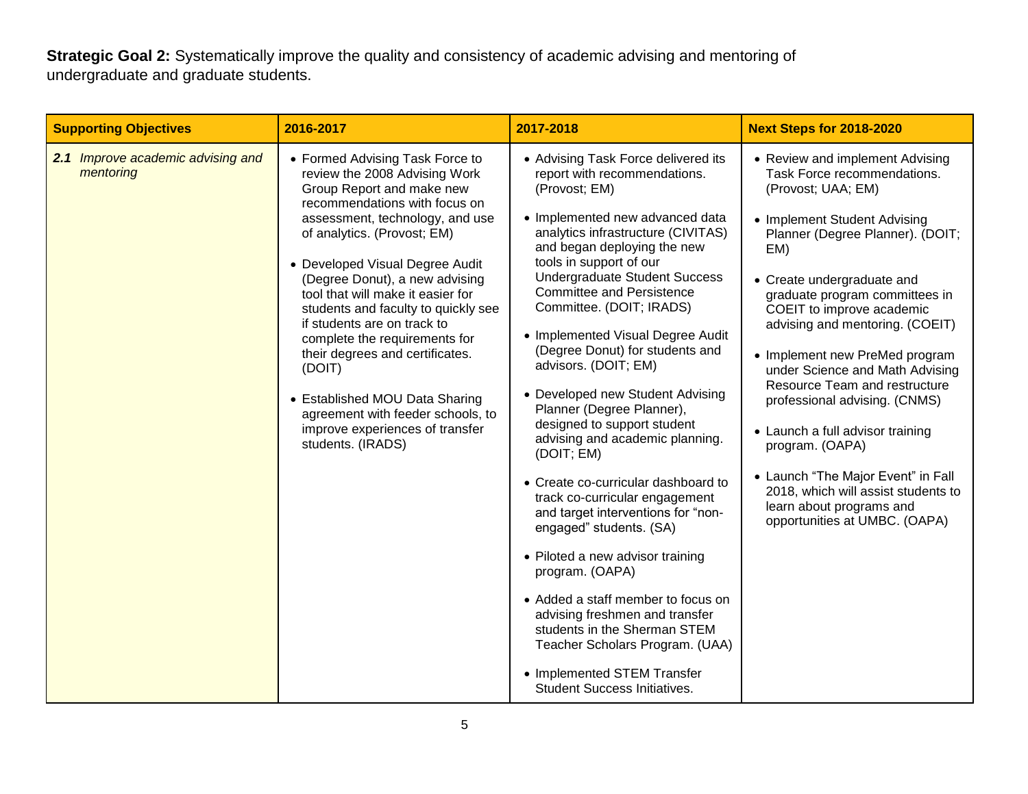**Strategic Goal 2:** Systematically improve the quality and consistency of academic advising and mentoring of undergraduate and graduate students.

| Supporting Objectives | 2016-2017 | 2017-2018 | Next Steps for 2018-2020 |
|---|---|---|---|
| ***2.1*** *Improve academic advising and mentoring* | • Formed Advising Task Force to review the 2008 Advising Work Group Report and make new recommendations with focus on assessment, technology, and use of analytics. (Provost; EM)<br><br>• Developed Visual Degree Audit (Degree Donut), a new advising tool that will make it easier for students and faculty to quickly see if students are on track to complete the requirements for their degrees and certificates. (DOIT)<br><br>• Established MOU Data Sharing agreement with feeder schools, to improve experiences of transfer students. (IRADS) | • Advising Task Force delivered its report with recommendations. (Provost; EM)<br><br>• Implemented new advanced data analytics infrastructure (CIVITAS) and began deploying the new tools in support of our Undergraduate Student Success Committee and Persistence Committee. (DOIT; IRADS)<br><br>• Implemented Visual Degree Audit (Degree Donut) for students and advisors. (DOIT; EM)<br><br>• Developed new Student Advising Planner (Degree Planner), designed to support student advising and academic planning. (DOIT; EM)<br><br>• Create co-curricular dashboard to track co-curricular engagement and target interventions for "non-engaged" students. (SA)<br><br>• Piloted a new advisor training program. (OAPA)<br><br>• Added a staff member to focus on advising freshmen and transfer students in the Sherman STEM Teacher Scholars Program. (UAA)<br><br>• Implemented STEM Transfer Student Success Initiatives. | • Review and implement Advising Task Force recommendations. (Provost; UAA; EM)<br><br>• Implement Student Advising Planner (Degree Planner). (DOIT; EM)<br><br>• Create undergraduate and graduate program committees in COEIT to improve academic advising and mentoring. (COEIT)<br><br>• Implement new PreMed program under Science and Math Advising Resource Team and restructure professional advising. (CNMS)<br><br>• Launch a full advisor training program. (OAPA)<br><br>• Launch "The Major Event" in Fall 2018, which will assist students to learn about programs and opportunities at UMBC. (OAPA) |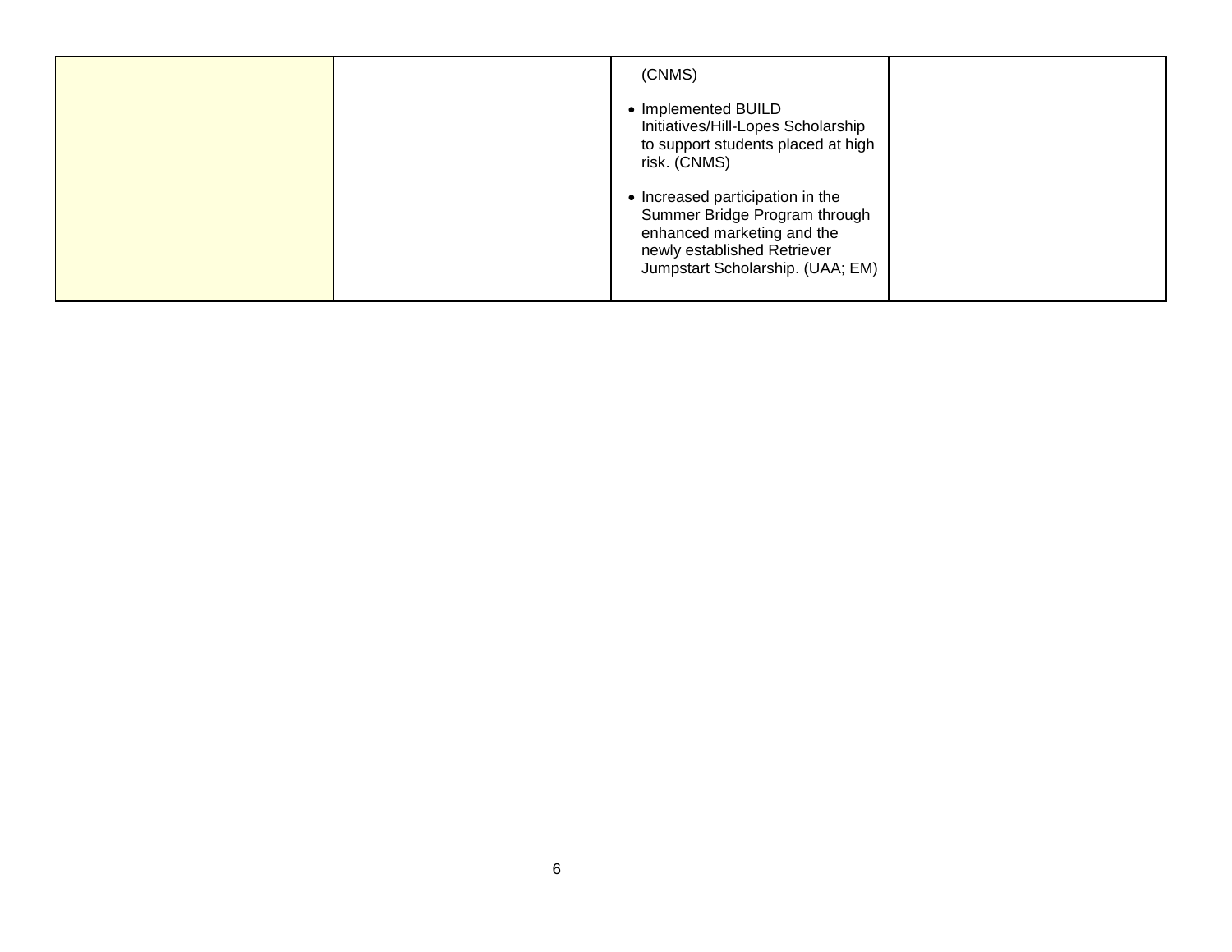|  |  |  |  |
|---|---|---|---|
|  |  | (CNMS)<br><br>• Implemented BUILD Initiatives/Hill-Lopes Scholarship to support students placed at high risk. (CNMS)<br><br>• Increased participation in the Summer Bridge Program through enhanced marketing and the newly established Retriever Jumpstart Scholarship. (UAA; EM) |  |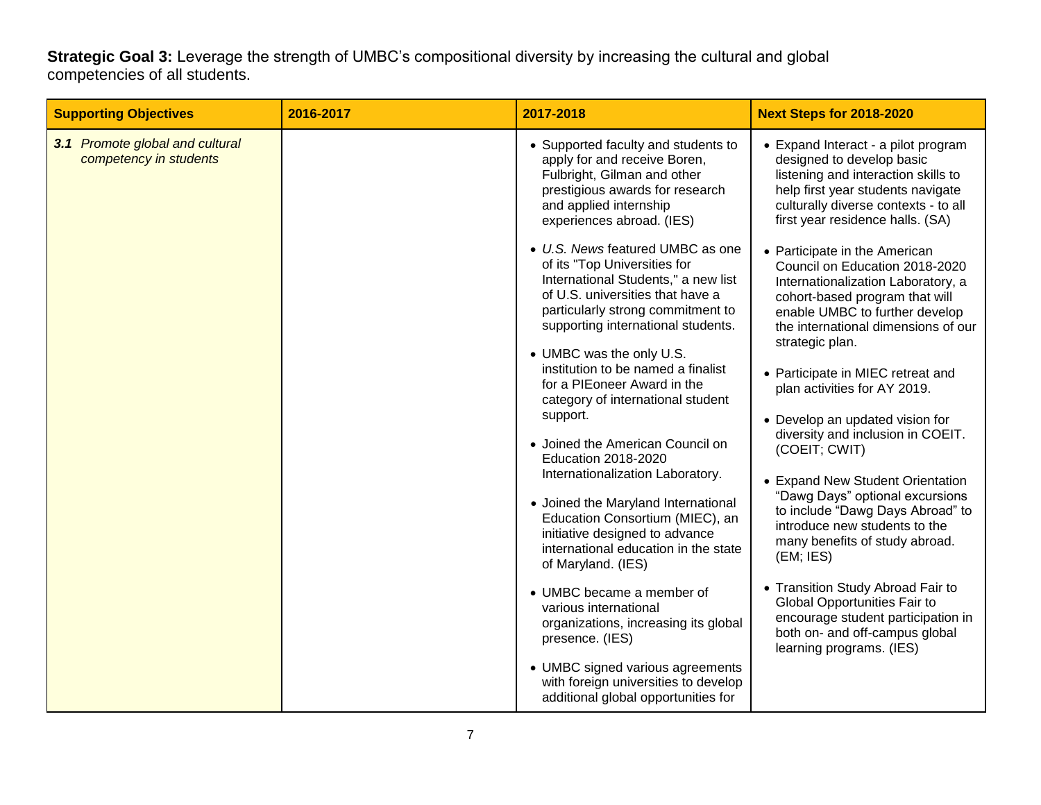**Strategic Goal 3:** Leverage the strength of UMBC's compositional diversity by increasing the cultural and global competencies of all students.

| Supporting Objectives | 2016-2017 | 2017-2018 | Next Steps for 2018-2020 |
| --- | --- | --- | --- |
| ***3.1*** *Promote global and cultural competency in students* | | • Supported faculty and students to apply for and receive Boren, Fulbright, Gilman and other prestigious awards for research and applied internship experiences abroad. (IES)<br><br>• *U.S. News* featured UMBC as one of its "Top Universities for International Students," a new list of U.S. universities that have a particularly strong commitment to supporting international students.<br><br>• UMBC was the only U.S. institution to be named a finalist for a PIEoneer Award in the category of international student support.<br><br>• Joined the American Council on Education 2018-2020 Internationalization Laboratory.<br><br>• Joined the Maryland International Education Consortium (MIEC), an initiative designed to advance international education in the state of Maryland. (IES)<br><br>• UMBC became a member of various international organizations, increasing its global presence. (IES)<br><br>• UMBC signed various agreements with foreign universities to develop additional global opportunities for | • Expand Interact - a pilot program designed to develop basic listening and interaction skills to help first year students navigate culturally diverse contexts - to all first year residence halls. (SA)<br><br>• Participate in the American Council on Education 2018-2020 Internationalization Laboratory, a cohort-based program that will enable UMBC to further develop the international dimensions of our strategic plan.<br><br>• Participate in MIEC retreat and plan activities for AY 2019.<br><br>• Develop an updated vision for diversity and inclusion in COEIT. (COEIT; CWIT)<br><br>• Expand New Student Orientation "Dawg Days" optional excursions to include "Dawg Days Abroad" to introduce new students to the many benefits of study abroad. (EM; IES)<br><br>• Transition Study Abroad Fair to Global Opportunities Fair to encourage student participation in both on- and off-campus global learning programs. (IES) |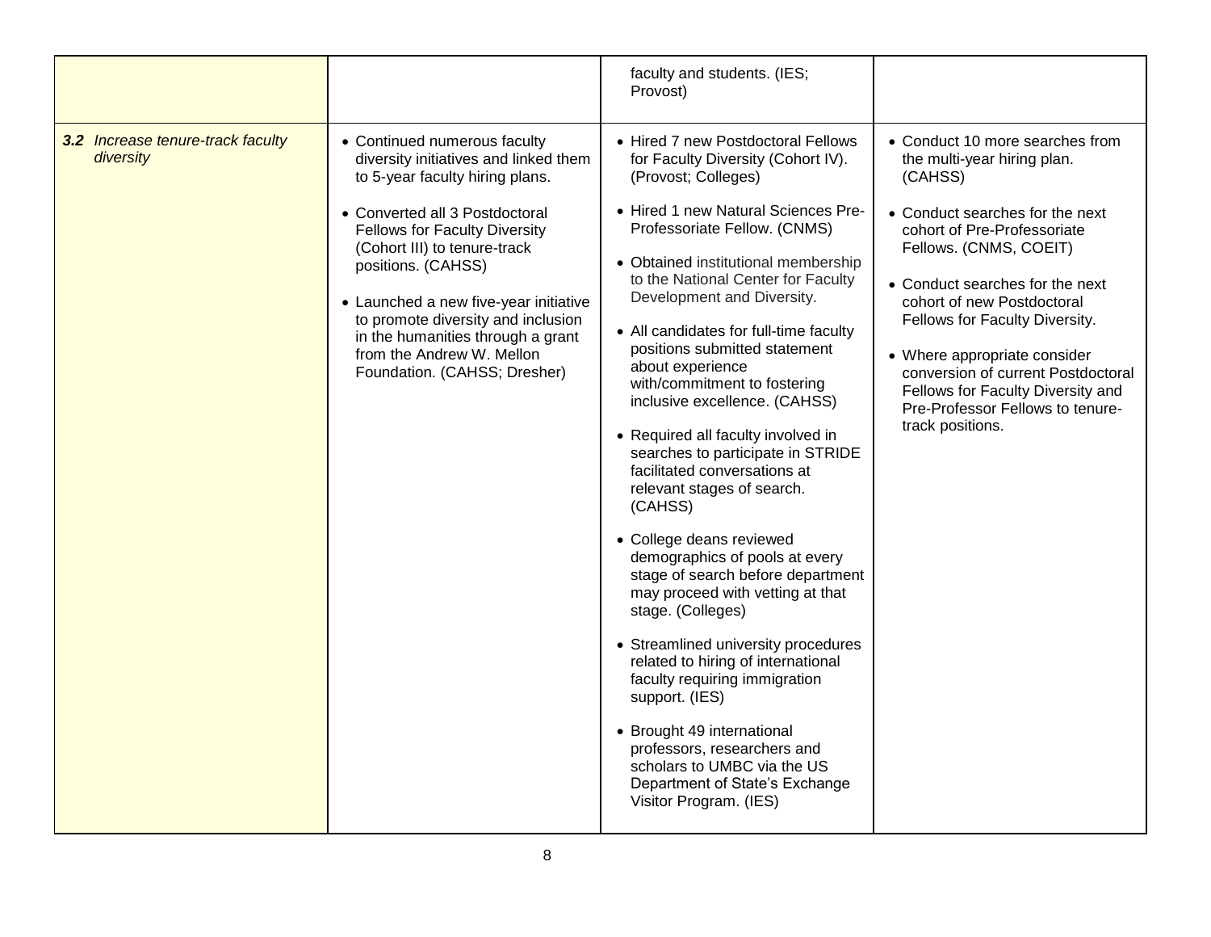| | | | |
|---|---|---|---|
| | | faculty and students. (IES; Provost) | |
| ***3.2** Increase tenure-track faculty diversity* | • Continued numerous faculty diversity initiatives and linked them to 5-year faculty hiring plans.<br><br>• Converted all 3 Postdoctoral Fellows for Faculty Diversity (Cohort III) to tenure-track positions. (CAHSS)<br><br>• Launched a new five-year initiative to promote diversity and inclusion in the humanities through a grant from the Andrew W. Mellon Foundation. (CAHSS; Dresher) | • Hired 7 new Postdoctoral Fellows for Faculty Diversity (Cohort IV). (Provost; Colleges)<br><br>• Hired 1 new Natural Sciences Pre-Professoriate Fellow. (CNMS)<br><br>• Obtained institutional membership to the National Center for Faculty Development and Diversity.<br><br>• All candidates for full-time faculty positions submitted statement about experience with/commitment to fostering inclusive excellence. (CAHSS)<br><br>• Required all faculty involved in searches to participate in STRIDE facilitated conversations at relevant stages of search. (CAHSS)<br><br>• College deans reviewed demographics of pools at every stage of search before department may proceed with vetting at that stage. (Colleges)<br><br>• Streamlined university procedures related to hiring of international faculty requiring immigration support. (IES)<br><br>• Brought 49 international professors, researchers and scholars to UMBC via the US Department of State's Exchange Visitor Program. (IES) | • Conduct 10 more searches from the multi-year hiring plan. (CAHSS)<br><br>• Conduct searches for the next cohort of Pre-Professoriate Fellows. (CNMS, COEIT)<br><br>• Conduct searches for the next cohort of new Postdoctoral Fellows for Faculty Diversity.<br><br>• Where appropriate consider conversion of current Postdoctoral Fellows for Faculty Diversity and Pre-Professor Fellows to tenure-track positions. |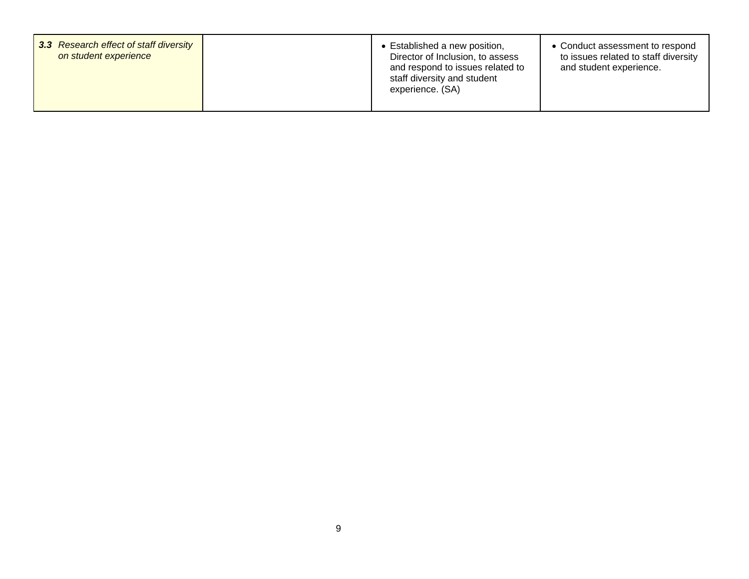| | | | |
|---|---|---|---|
| ***3.3*** *Research effect of staff diversity on student experience* | | • Established a new position, Director of Inclusion, to assess and respond to issues related to staff diversity and student experience. (SA) | • Conduct assessment to respond to issues related to staff diversity and student experience. |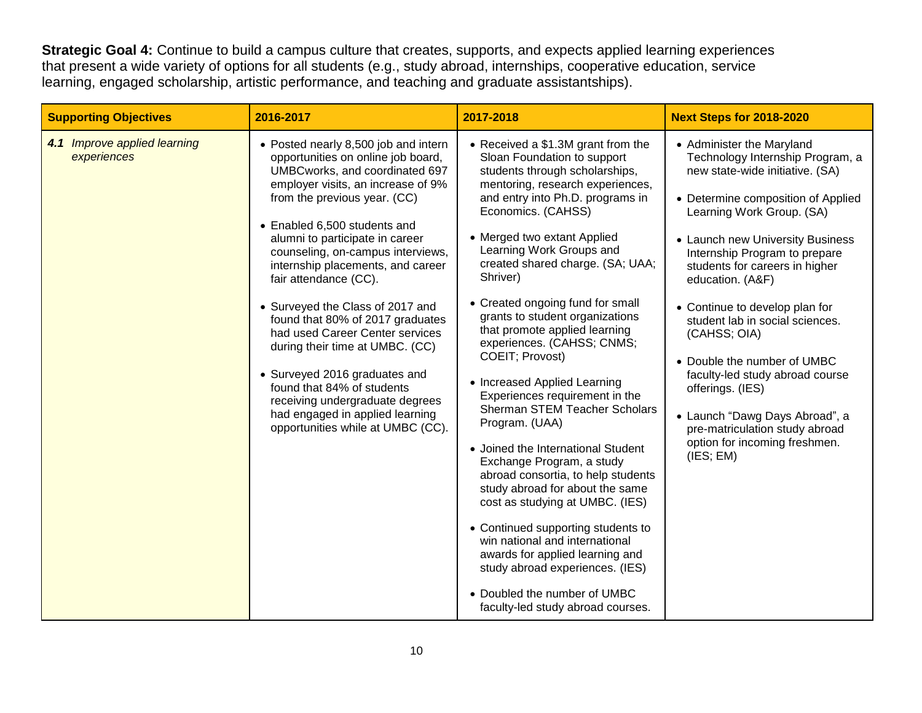**Strategic Goal 4:** Continue to build a campus culture that creates, supports, and expects applied learning experiences that present a wide variety of options for all students (e.g., study abroad, internships, cooperative education, service learning, engaged scholarship, artistic performance, and teaching and graduate assistantships).

| Supporting Objectives | 2016-2017 | 2017-2018 | Next Steps for 2018-2020 |
| --- | --- | --- | --- |
| ***4.1*** *Improve applied learning experiences* | • Posted nearly 8,500 job and intern opportunities on online job board, UMBCworks, and coordinated 697 employer visits, an increase of 9% from the previous year. (CC)<br><br>• Enabled 6,500 students and alumni to participate in career counseling, on-campus interviews, internship placements, and career fair attendance (CC).<br><br>• Surveyed the Class of 2017 and found that 80% of 2017 graduates had used Career Center services during their time at UMBC. (CC)<br><br>• Surveyed 2016 graduates and found that 84% of students receiving undergraduate degrees had engaged in applied learning opportunities while at UMBC (CC). | • Received a $1.3M grant from the Sloan Foundation to support students through scholarships, mentoring, research experiences, and entry into Ph.D. programs in Economics. (CAHSS)<br><br>• Merged two extant Applied Learning Work Groups and created shared charge. (SA; UAA; Shriver)<br><br>• Created ongoing fund for small grants to student organizations that promote applied learning experiences. (CAHSS; CNMS; COEIT; Provost)<br><br>• Increased Applied Learning Experiences requirement in the Sherman STEM Teacher Scholars Program. (UAA)<br><br>• Joined the International Student Exchange Program, a study abroad consortia, to help students study abroad for about the same cost as studying at UMBC. (IES)<br><br>• Continued supporting students to win national and international awards for applied learning and study abroad experiences. (IES)<br><br>• Doubled the number of UMBC faculty-led study abroad courses. | • Administer the Maryland Technology Internship Program, a new state-wide initiative. (SA)<br><br>• Determine composition of Applied Learning Work Group. (SA)<br><br>• Launch new University Business Internship Program to prepare students for careers in higher education. (A&F)<br><br>• Continue to develop plan for student lab in social sciences. (CAHSS; OIA)<br><br>• Double the number of UMBC faculty-led study abroad course offerings. (IES)<br><br>• Launch "Dawg Days Abroad", a pre-matriculation study abroad option for incoming freshmen. (IES; EM) |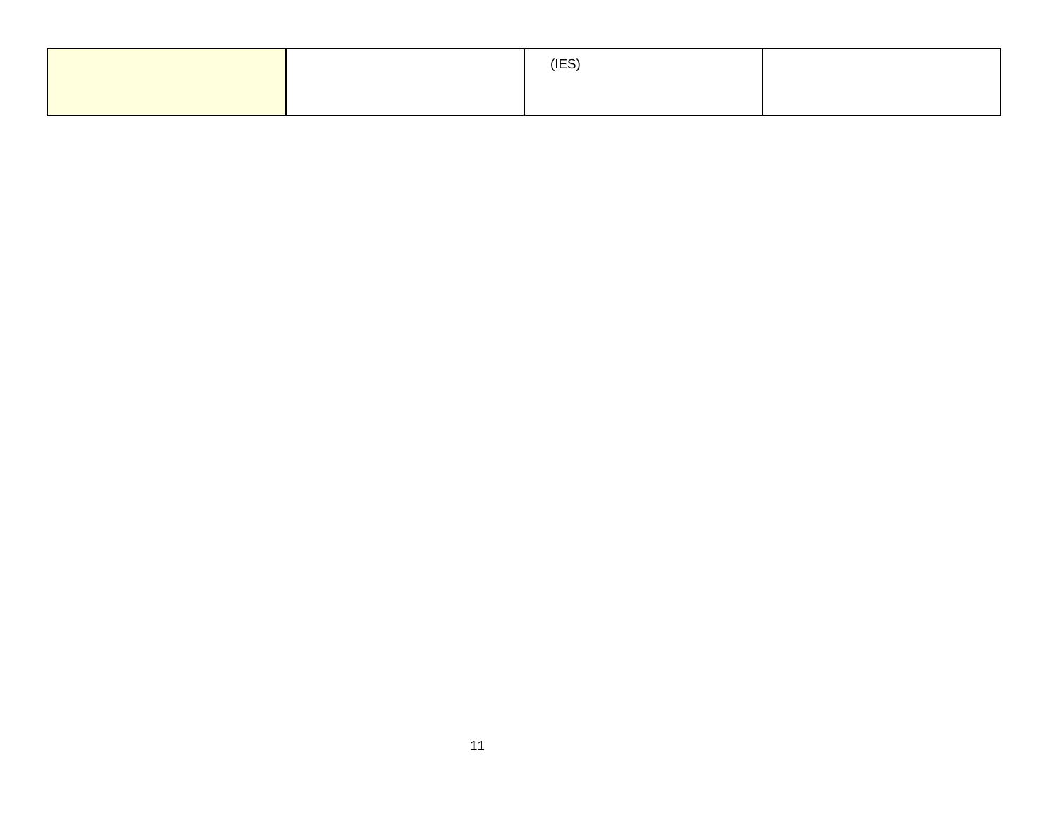| | | (IES) | |
|---|---|---|---|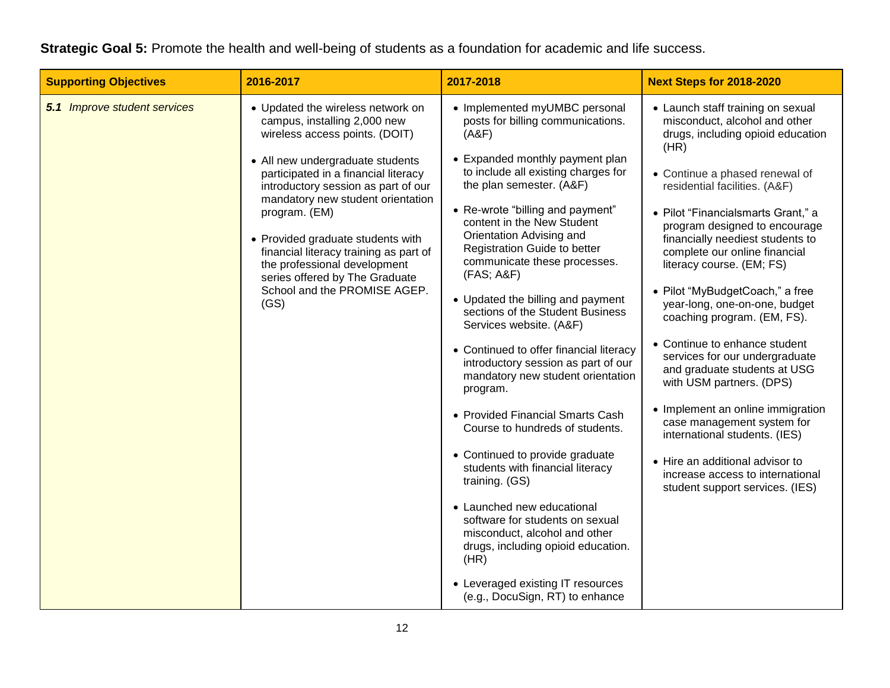**Strategic Goal 5:** Promote the health and well-being of students as a foundation for academic and life success.

| Supporting Objectives | 2016-2017 | 2017-2018 | Next Steps for 2018-2020 |
|---|---|---|---|
| ***5.1*** *Improve student services* | • Updated the wireless network on campus, installing 2,000 new wireless access points. (DOIT)<br><br>• All new undergraduate students participated in a financial literacy introductory session as part of our mandatory new student orientation program. (EM)<br><br>• Provided graduate students with financial literacy training as part of the professional development series offered by The Graduate School and the PROMISE AGEP. (GS) | • Implemented myUMBC personal posts for billing communications. (A&F)<br><br>• Expanded monthly payment plan to include all existing charges for the plan semester. (A&F)<br><br>• Re-wrote "billing and payment" content in the New Student Orientation Advising and Registration Guide to better communicate these processes. (FAS; A&F)<br><br>• Updated the billing and payment sections of the Student Business Services website. (A&F)<br><br>• Continued to offer financial literacy introductory session as part of our mandatory new student orientation program.<br><br>• Provided Financial Smarts Cash Course to hundreds of students.<br><br>• Continued to provide graduate students with financial literacy training. (GS)<br><br>• Launched new educational software for students on sexual misconduct, alcohol and other drugs, including opioid education. (HR)<br><br>• Leveraged existing IT resources (e.g., DocuSign, RT) to enhance | • Launch staff training on sexual misconduct, alcohol and other drugs, including opioid education (HR)<br><br>• Continue a phased renewal of residential facilities. (A&F)<br><br>• Pilot "Financialsmarts Grant," a program designed to encourage financially neediest students to complete our online financial literacy course. (EM; FS)<br><br>• Pilot "MyBudgetCoach," a free year-long, one-on-one, budget coaching program. (EM, FS).<br><br>• Continue to enhance student services for our undergraduate and graduate students at USG with USM partners. (DPS)<br><br>• Implement an online immigration case management system for international students. (IES)<br><br>• Hire an additional advisor to increase access to international student support services. (IES) |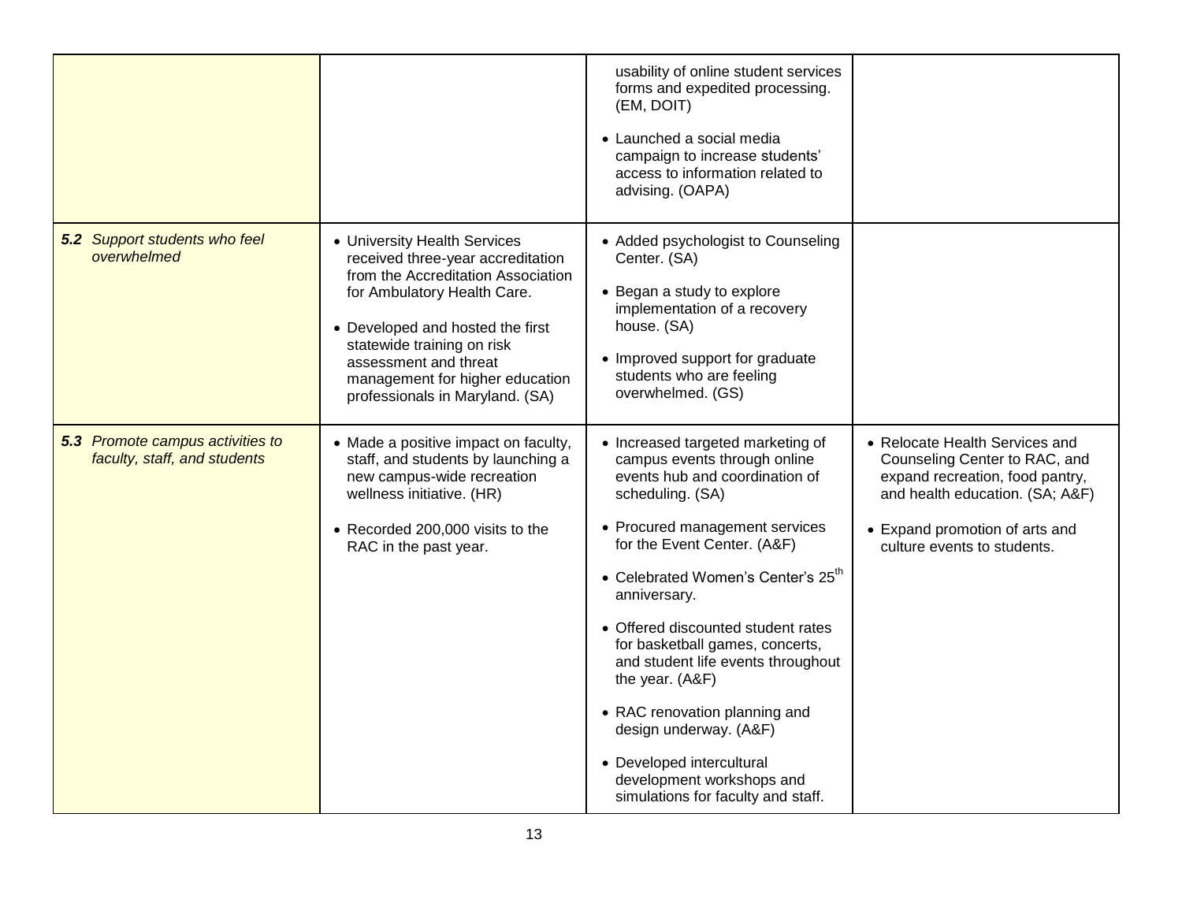| | | | |
|---|---|---|---|
| | | • usability of online student services forms and expedited processing. (EM, DOIT)<br><br>• Launched a social media campaign to increase students' access to information related to advising. (OAPA) | |
| ***5.2** Support students who feel overwhelmed* | • University Health Services received three-year accreditation from the Accreditation Association for Ambulatory Health Care.<br><br>• Developed and hosted the first statewide training on risk assessment and threat management for higher education professionals in Maryland. (SA) | • Added psychologist to Counseling Center. (SA)<br><br>• Began a study to explore implementation of a recovery house. (SA)<br><br>• Improved support for graduate students who are feeling overwhelmed. (GS) | |
| ***5.3** Promote campus activities to faculty, staff, and students* | • Made a positive impact on faculty, staff, and students by launching a new campus-wide recreation wellness initiative. (HR)<br><br>• Recorded 200,000 visits to the RAC in the past year. | • Increased targeted marketing of campus events through online events hub and coordination of scheduling. (SA)<br><br>• Procured management services for the Event Center. (A&F)<br><br>• Celebrated Women's Center's 25th anniversary.<br><br>• Offered discounted student rates for basketball games, concerts, and student life events throughout the year. (A&F)<br><br>• RAC renovation planning and design underway. (A&F)<br><br>• Developed intercultural development workshops and simulations for faculty and staff. | • Relocate Health Services and Counseling Center to RAC, and expand recreation, food pantry, and health education. (SA; A&F)<br><br>• Expand promotion of arts and culture events to students. |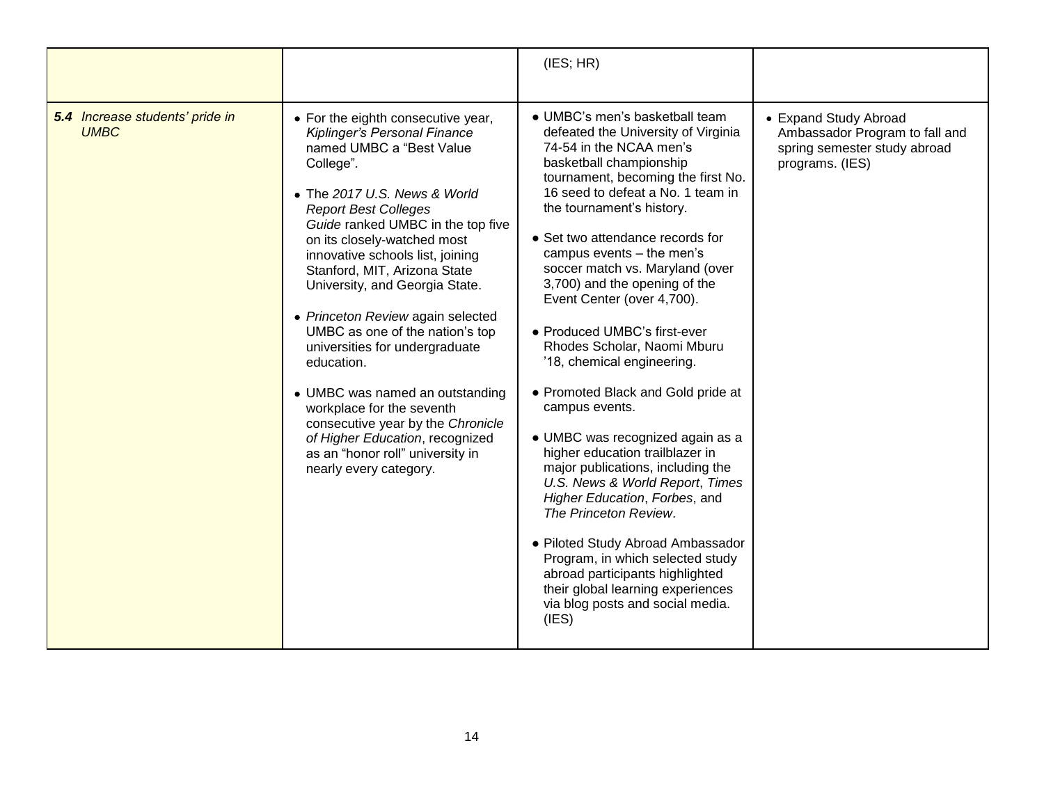| | | | |
|---|---|---|---|
| | | (IES; HR) | |
| ***5.4*** *Increase students' pride in UMBC* | • For the eighth consecutive year, *Kiplinger's Personal Finance* named UMBC a "Best Value College".<br><br>• The *2017 U.S. News & World Report Best Colleges Guide* ranked UMBC in the top five on its closely-watched most innovative schools list, joining Stanford, MIT, Arizona State University, and Georgia State.<br><br>• *Princeton Review* again selected UMBC as one of the nation's top universities for undergraduate education.<br><br>• UMBC was named an outstanding workplace for the seventh consecutive year by the *Chronicle of Higher Education*, recognized as an "honor roll" university in nearly every category. | • UMBC's men's basketball team defeated the University of Virginia 74-54 in the NCAA men's basketball championship tournament, becoming the first No. 16 seed to defeat a No. 1 team in the tournament's history.<br><br>• Set two attendance records for campus events – the men's soccer match vs. Maryland (over 3,700) and the opening of the Event Center (over 4,700).<br><br>• Produced UMBC's first-ever Rhodes Scholar, Naomi Mburu '18, chemical engineering.<br><br>• Promoted Black and Gold pride at campus events.<br><br>• UMBC was recognized again as a higher education trailblazer in major publications, including the *U.S. News & World Report*, *Times Higher Education*, *Forbes*, and *The Princeton Review*.<br><br>• Piloted Study Abroad Ambassador Program, in which selected study abroad participants highlighted their global learning experiences via blog posts and social media. (IES) | • Expand Study Abroad Ambassador Program to fall and spring semester study abroad programs. (IES) |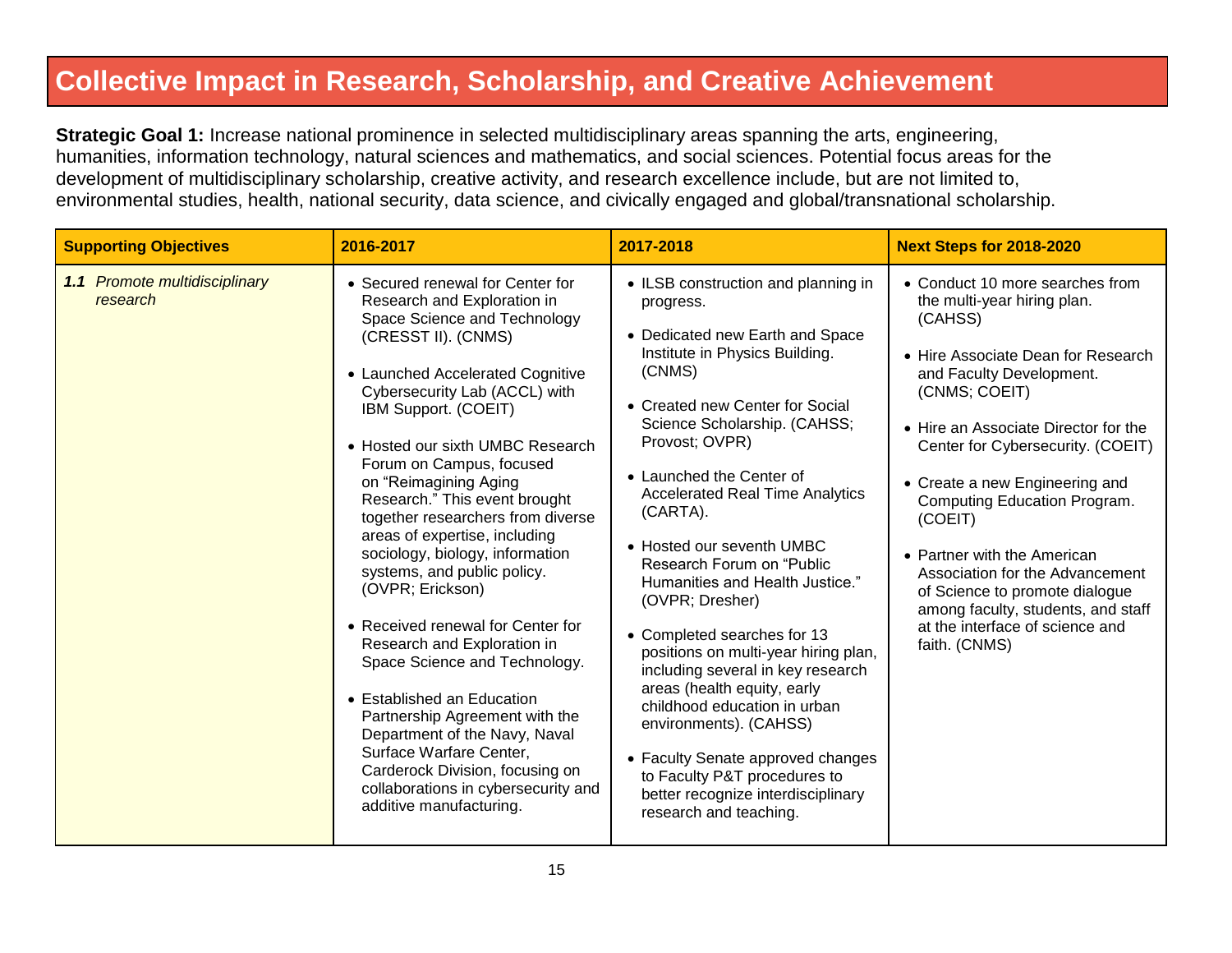# Collective Impact in Research, Scholarship, and Creative Achievement

**Strategic Goal 1:** Increase national prominence in selected multidisciplinary areas spanning the arts, engineering, humanities, information technology, natural sciences and mathematics, and social sciences. Potential focus areas for the development of multidisciplinary scholarship, creative activity, and research excellence include, but are not limited to, environmental studies, health, national security, data science, and civically engaged and global/transnational scholarship.

| Supporting Objectives | 2016-2017 | 2017-2018 | Next Steps for 2018-2020 |
| --- | --- | --- | --- |
| ***1.1*** *Promote multidisciplinary research* | • Secured renewal for Center for Research and Exploration in Space Science and Technology (CRESST II). (CNMS)<br><br>• Launched Accelerated Cognitive Cybersecurity Lab (ACCL) with IBM Support. (COEIT)<br><br>• Hosted our sixth UMBC Research Forum on Campus, focused on "Reimagining Aging Research." This event brought together researchers from diverse areas of expertise, including sociology, biology, information systems, and public policy. (OVPR; Erickson)<br><br>• Received renewal for Center for Research and Exploration in Space Science and Technology.<br><br>• Established an Education Partnership Agreement with the Department of the Navy, Naval Surface Warfare Center, Carderock Division, focusing on collaborations in cybersecurity and additive manufacturing. | • ILSB construction and planning in progress.<br><br>• Dedicated new Earth and Space Institute in Physics Building. (CNMS)<br><br>• Created new Center for Social Science Scholarship. (CAHSS; Provost; OVPR)<br><br>• Launched the Center of Accelerated Real Time Analytics (CARTA).<br><br>• Hosted our seventh UMBC Research Forum on "Public Humanities and Health Justice." (OVPR; Dresher)<br><br>• Completed searches for 13 positions on multi-year hiring plan, including several in key research areas (health equity, early childhood education in urban environments). (CAHSS)<br><br>• Faculty Senate approved changes to Faculty P&T procedures to better recognize interdisciplinary research and teaching. | • Conduct 10 more searches from the multi-year hiring plan. (CAHSS)<br><br>• Hire Associate Dean for Research and Faculty Development. (CNMS; COEIT)<br><br>• Hire an Associate Director for the Center for Cybersecurity. (COEIT)<br><br>• Create a new Engineering and Computing Education Program. (COEIT)<br><br>• Partner with the American Association for the Advancement of Science to promote dialogue among faculty, students, and staff at the interface of science and faith. (CNMS) |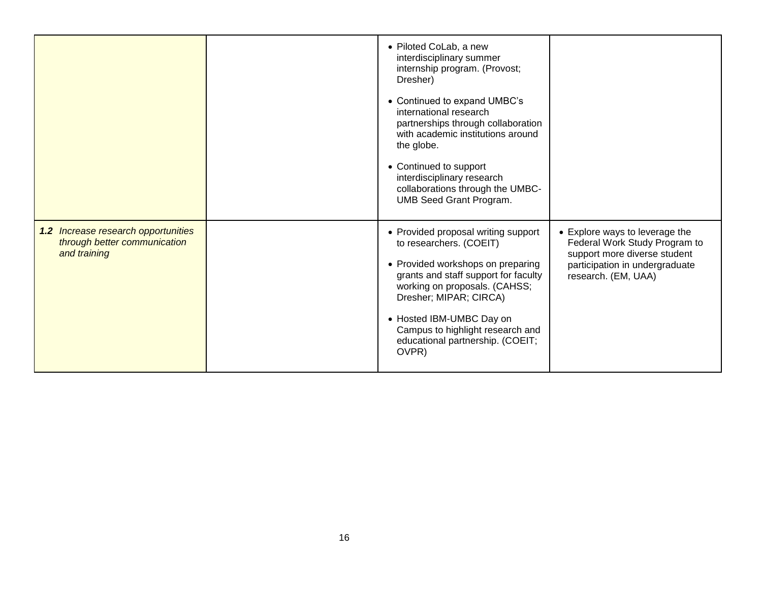| | | | |
|---|---|---|---|
| | | • Piloted CoLab, a new interdisciplinary summer internship program. (Provost; Dresher)<br><br>• Continued to expand UMBC's international research partnerships through collaboration with academic institutions around the globe.<br><br>• Continued to support interdisciplinary research collaborations through the UMBC-UMB Seed Grant Program. | |
| ***1.2*** *Increase research opportunities through better communication and training* | | • Provided proposal writing support to researchers. (COEIT)<br><br>• Provided workshops on preparing grants and staff support for faculty working on proposals. (CAHSS; Dresher; MIPAR; CIRCA)<br><br>• Hosted IBM-UMBC Day on Campus to highlight research and educational partnership. (COEIT; OVPR) | • Explore ways to leverage the Federal Work Study Program to support more diverse student participation in undergraduate research. (EM, UAA) |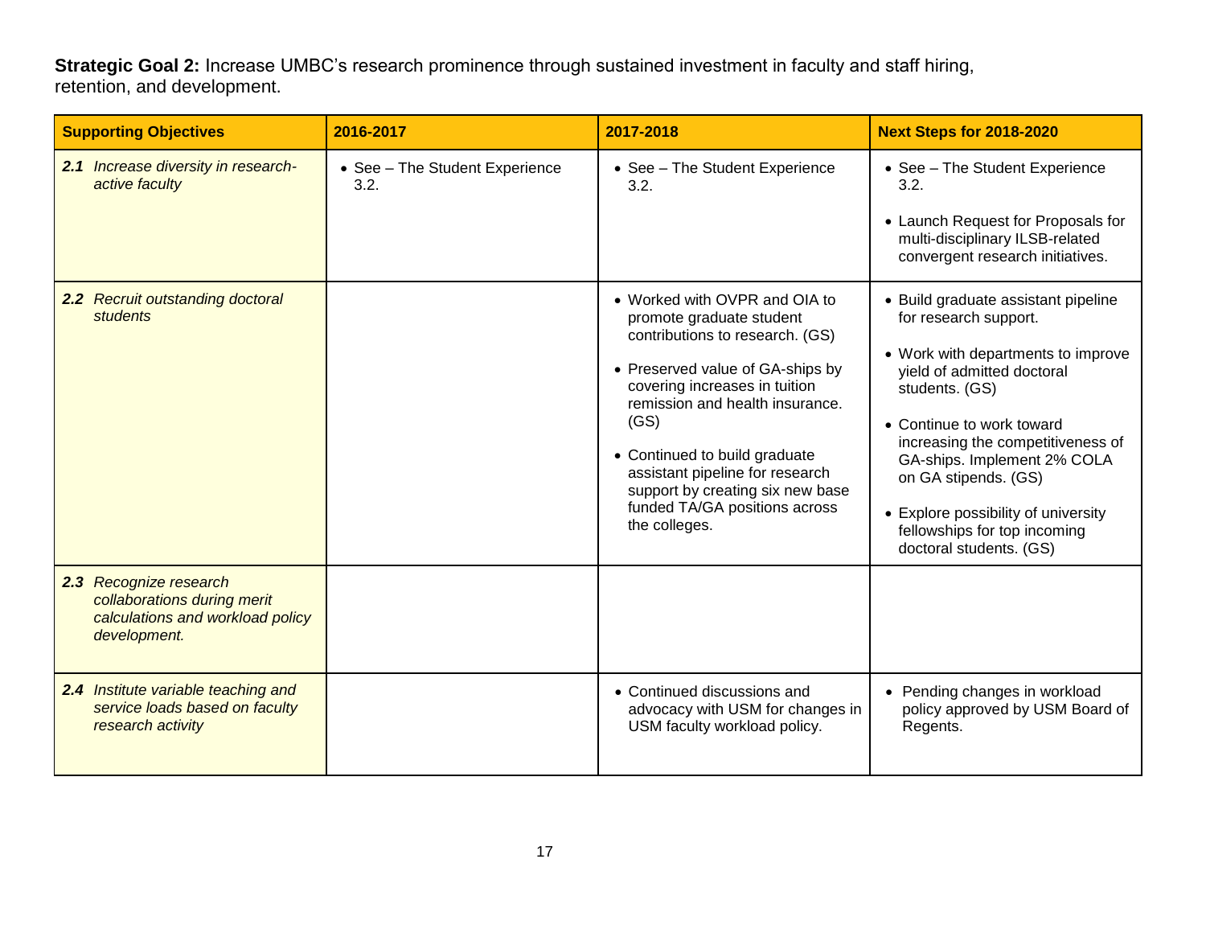**Strategic Goal 2:** Increase UMBC's research prominence through sustained investment in faculty and staff hiring, retention, and development.

| Supporting Objectives | 2016-2017 | 2017-2018 | Next Steps for 2018-2020 |
|---|---|---|---|
| ***2.1*** *Increase diversity in research-active faculty* | • See – The Student Experience 3.2. | • See – The Student Experience 3.2. | • See – The Student Experience 3.2.<br>• Launch Request for Proposals for multi-disciplinary ILSB-related convergent research initiatives. |
| ***2.2*** *Recruit outstanding doctoral students* | | • Worked with OVPR and OIA to promote graduate student contributions to research. (GS)<br>• Preserved value of GA-ships by covering increases in tuition remission and health insurance. (GS)<br>• Continued to build graduate assistant pipeline for research support by creating six new base funded TA/GA positions across the colleges. | • Build graduate assistant pipeline for research support.<br>• Work with departments to improve yield of admitted doctoral students. (GS)<br>• Continue to work toward increasing the competitiveness of GA-ships. Implement 2% COLA on GA stipends. (GS)<br>• Explore possibility of university fellowships for top incoming doctoral students. (GS) |
| ***2.3*** *Recognize research collaborations during merit calculations and workload policy development.* | | | |
| ***2.4*** *Institute variable teaching and service loads based on faculty research activity* | | • Continued discussions and advocacy with USM for changes in USM faculty workload policy. | • Pending changes in workload policy approved by USM Board of Regents. |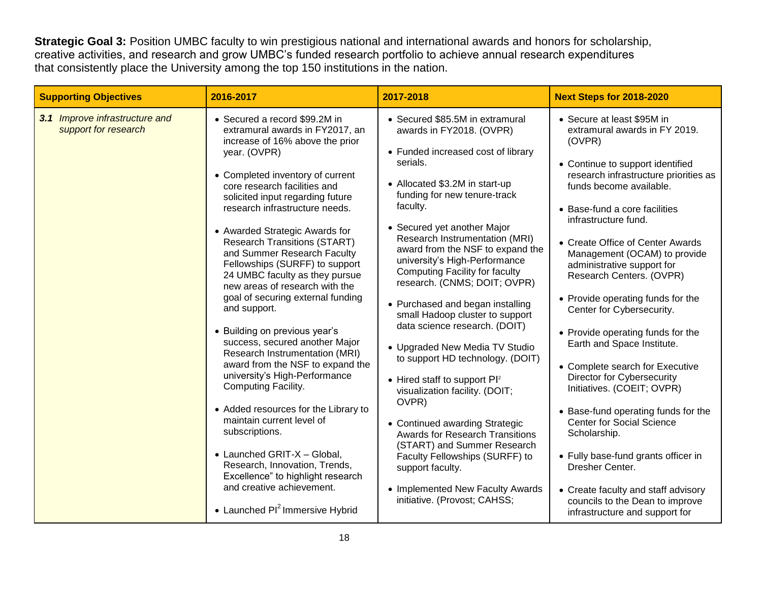**Strategic Goal 3:** Position UMBC faculty to win prestigious national and international awards and honors for scholarship, creative activities, and research and grow UMBC's funded research portfolio to achieve annual research expenditures that consistently place the University among the top 150 institutions in the nation.

| Supporting Objectives | 2016-2017 | 2017-2018 | Next Steps for 2018-2020 |
|---|---|---|---|
| ***3.1*** *Improve infrastructure and support for research* | • Secured a record \$99.2M in extramural awards in FY2017, an increase of 16% above the prior year. (OVPR)<br><br>• Completed inventory of current core research facilities and solicited input regarding future research infrastructure needs.<br><br>• Awarded Strategic Awards for Research Transitions (START) and Summer Research Faculty Fellowships (SURFF) to support 24 UMBC faculty as they pursue new areas of research with the goal of securing external funding and support.<br><br>• Building on previous year's success, secured another Major Research Instrumentation (MRI) award from the NSF to expand the university's High-Performance Computing Facility.<br><br>• Added resources for the Library to maintain current level of subscriptions.<br><br>• Launched GRIT-X – Global, Research, Innovation, Trends, Excellence" to highlight research and creative achievement.<br><br>• Launched $PI^2$ Immersive Hybrid | • Secured \$85.5M in extramural awards in FY2018. (OVPR)<br><br>• Funded increased cost of library serials.<br><br>• Allocated \$3.2M in start-up funding for new tenure-track faculty.<br><br>• Secured yet another Major Research Instrumentation (MRI) award from the NSF to expand the university's High-Performance Computing Facility for faculty research. (CNMS; DOIT; OVPR)<br><br>• Purchased and began installing small Hadoop cluster to support data science research. (DOIT)<br><br>• Upgraded New Media TV Studio to support HD technology. (DOIT)<br><br>• Hired staff to support $PI^2$ visualization facility. (DOIT; OVPR)<br><br>• Continued awarding Strategic Awards for Research Transitions (START) and Summer Research Faculty Fellowships (SURFF) to support faculty.<br><br>• Implemented New Faculty Awards initiative. (Provost; CAHSS; | • Secure at least \$95M in extramural awards in FY 2019. (OVPR)<br><br>• Continue to support identified research infrastructure priorities as funds become available.<br><br>• Base-fund a core facilities infrastructure fund.<br><br>• Create Office of Center Awards Management (OCAM) to provide administrative support for Research Centers. (OVPR)<br><br>• Provide operating funds for the Center for Cybersecurity.<br><br>• Provide operating funds for the Earth and Space Institute.<br><br>• Complete search for Executive Director for Cybersecurity Initiatives. (COEIT; OVPR)<br><br>• Base-fund operating funds for the Center for Social Science Scholarship.<br><br>• Fully base-fund grants officer in Dresher Center.<br><br>• Create faculty and staff advisory councils to the Dean to improve infrastructure and support for |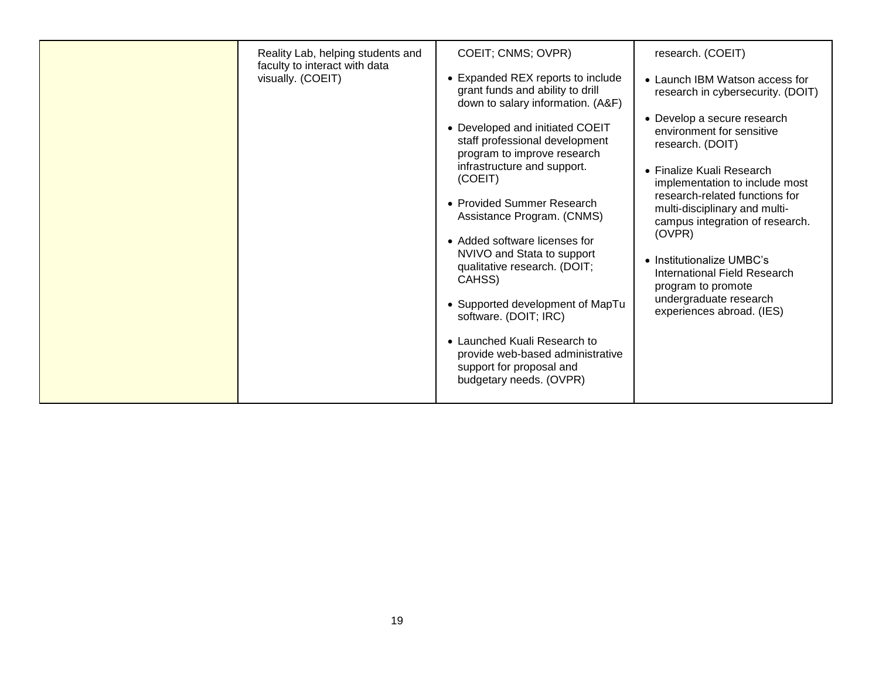| | | | |
|---|---|---|---|
| | Reality Lab, helping students and faculty to interact with data visually. (COEIT) | COEIT; CNMS; OVPR)<br><br>• Expanded REX reports to include grant funds and ability to drill down to salary information. (A&F)<br><br>• Developed and initiated COEIT staff professional development program to improve research infrastructure and support. (COEIT)<br><br>• Provided Summer Research Assistance Program. (CNMS)<br><br>• Added software licenses for NVIVO and Stata to support qualitative research. (DOIT; CAHSS)<br><br>• Supported development of MapTu software. (DOIT; IRC)<br><br>• Launched Kuali Research to provide web-based administrative support for proposal and budgetary needs. (OVPR) | research. (COEIT)<br><br>• Launch IBM Watson access for research in cybersecurity. (DOIT)<br><br>• Develop a secure research environment for sensitive research. (DOIT)<br><br>• Finalize Kuali Research implementation to include most research-related functions for multi-disciplinary and multi-campus integration of research. (OVPR)<br><br>• Institutionalize UMBC's International Field Research program to promote undergraduate research experiences abroad. (IES) |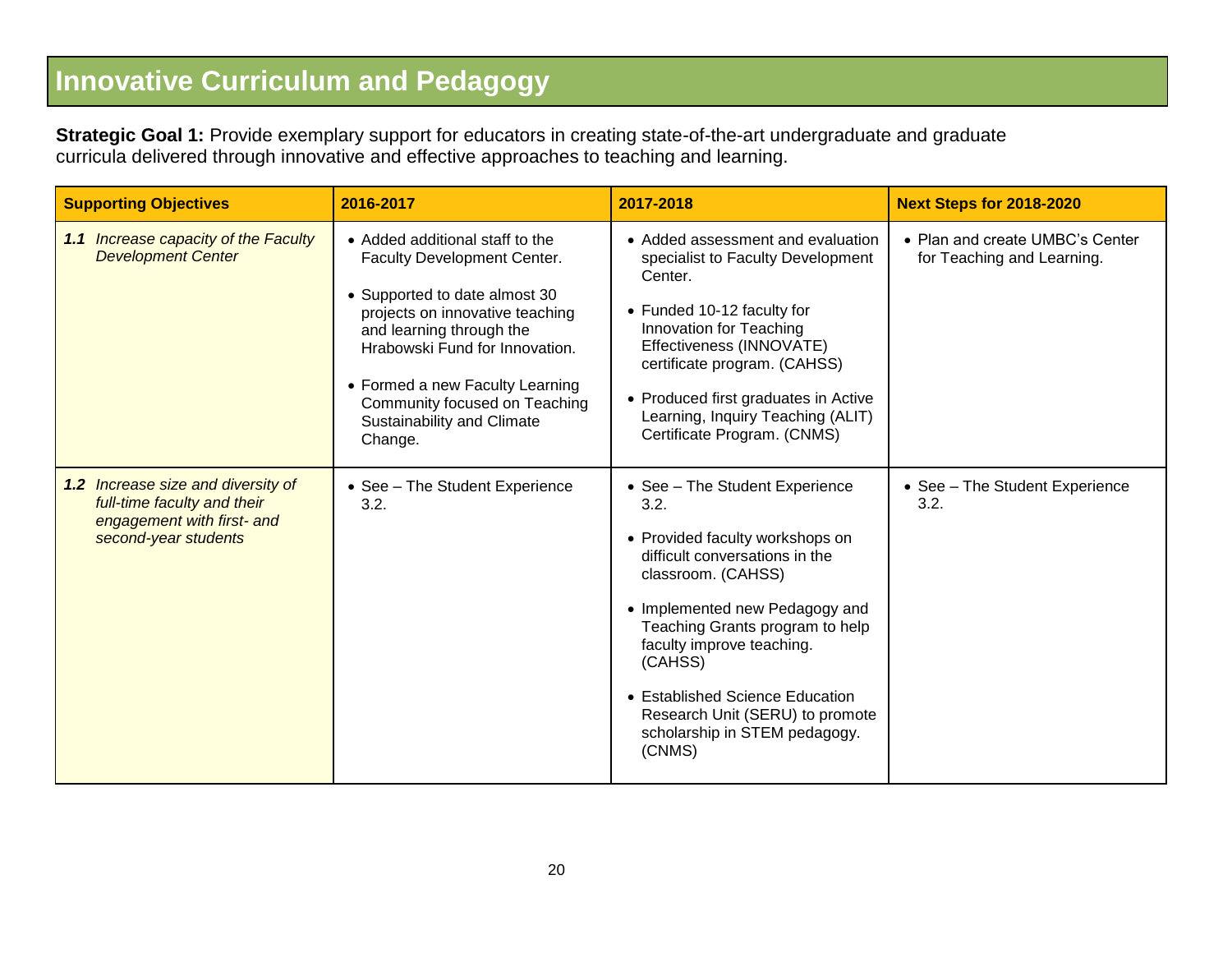# Innovative Curriculum and Pedagogy

**Strategic Goal 1:** Provide exemplary support for educators in creating state-of-the-art undergraduate and graduate curricula delivered through innovative and effective approaches to teaching and learning.

| Supporting Objectives | 2016-2017 | 2017-2018 | Next Steps for 2018-2020 |
| --- | --- | --- | --- |
| ***1.1*** *Increase capacity of the Faculty Development Center* | • Added additional staff to the Faculty Development Center.<br><br>• Supported to date almost 30 projects on innovative teaching and learning through the Hrabowski Fund for Innovation.<br><br>• Formed a new Faculty Learning Community focused on Teaching Sustainability and Climate Change. | • Added assessment and evaluation specialist to Faculty Development Center.<br><br>• Funded 10-12 faculty for Innovation for Teaching Effectiveness (INNOVATE) certificate program. (CAHSS)<br><br>• Produced first graduates in Active Learning, Inquiry Teaching (ALIT) Certificate Program. (CNMS) | • Plan and create UMBC's Center for Teaching and Learning. |
| ***1.2*** *Increase size and diversity of full-time faculty and their engagement with first- and second-year students* | • See – The Student Experience 3.2. | • See – The Student Experience 3.2.<br><br>• Provided faculty workshops on difficult conversations in the classroom. (CAHSS)<br><br>• Implemented new Pedagogy and Teaching Grants program to help faculty improve teaching. (CAHSS)<br><br>• Established Science Education Research Unit (SERU) to promote scholarship in STEM pedagogy. (CNMS) | • See – The Student Experience 3.2. |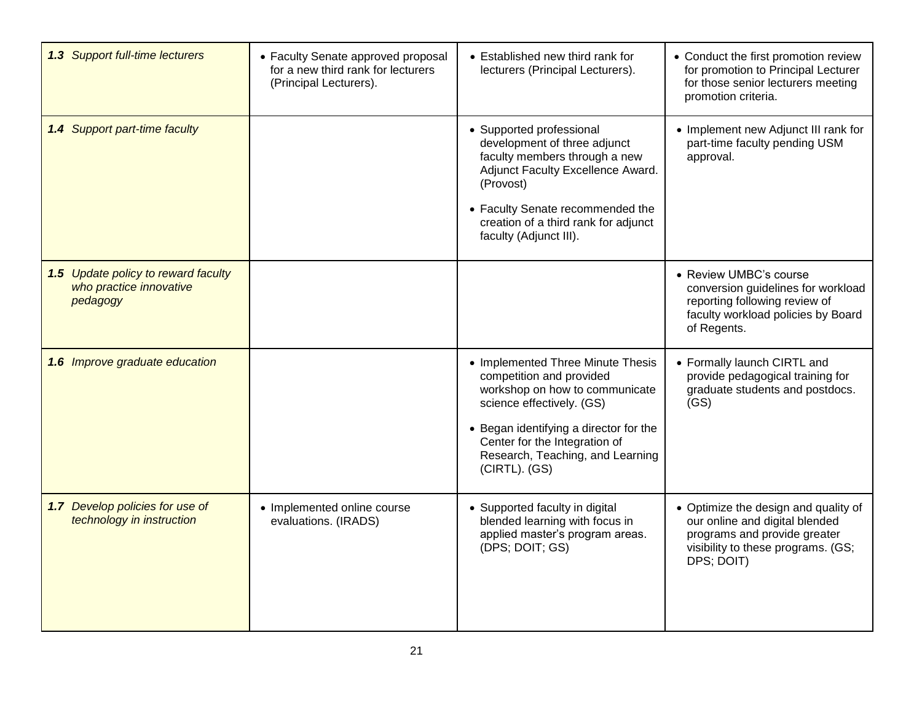| | | | |
|---|---|---|---|
| ***1.3*** *Support full-time lecturers* | • Faculty Senate approved proposal for a new third rank for lecturers (Principal Lecturers). | • Established new third rank for lecturers (Principal Lecturers). | • Conduct the first promotion review for promotion to Principal Lecturer for those senior lecturers meeting promotion criteria. |
| ***1.4*** *Support part-time faculty* | | • Supported professional development of three adjunct faculty members through a new Adjunct Faculty Excellence Award. (Provost)<br><br>• Faculty Senate recommended the creation of a third rank for adjunct faculty (Adjunct III). | • Implement new Adjunct III rank for part-time faculty pending USM approval. |
| ***1.5*** *Update policy to reward faculty who practice innovative pedagogy* | | | • Review UMBC's course conversion guidelines for workload reporting following review of faculty workload policies by Board of Regents. |
| ***1.6*** *Improve graduate education* | | • Implemented Three Minute Thesis competition and provided workshop on how to communicate science effectively. (GS)<br><br>• Began identifying a director for the Center for the Integration of Research, Teaching, and Learning (CIRTL). (GS) | • Formally launch CIRTL and provide pedagogical training for graduate students and postdocs. (GS) |
| ***1.7*** *Develop policies for use of technology in instruction* | • Implemented online course evaluations. (IRADS) | • Supported faculty in digital blended learning with focus in applied master's program areas. (DPS; DOIT; GS) | • Optimize the design and quality of our online and digital blended programs and provide greater visibility to these programs. (GS; DPS; DOIT) |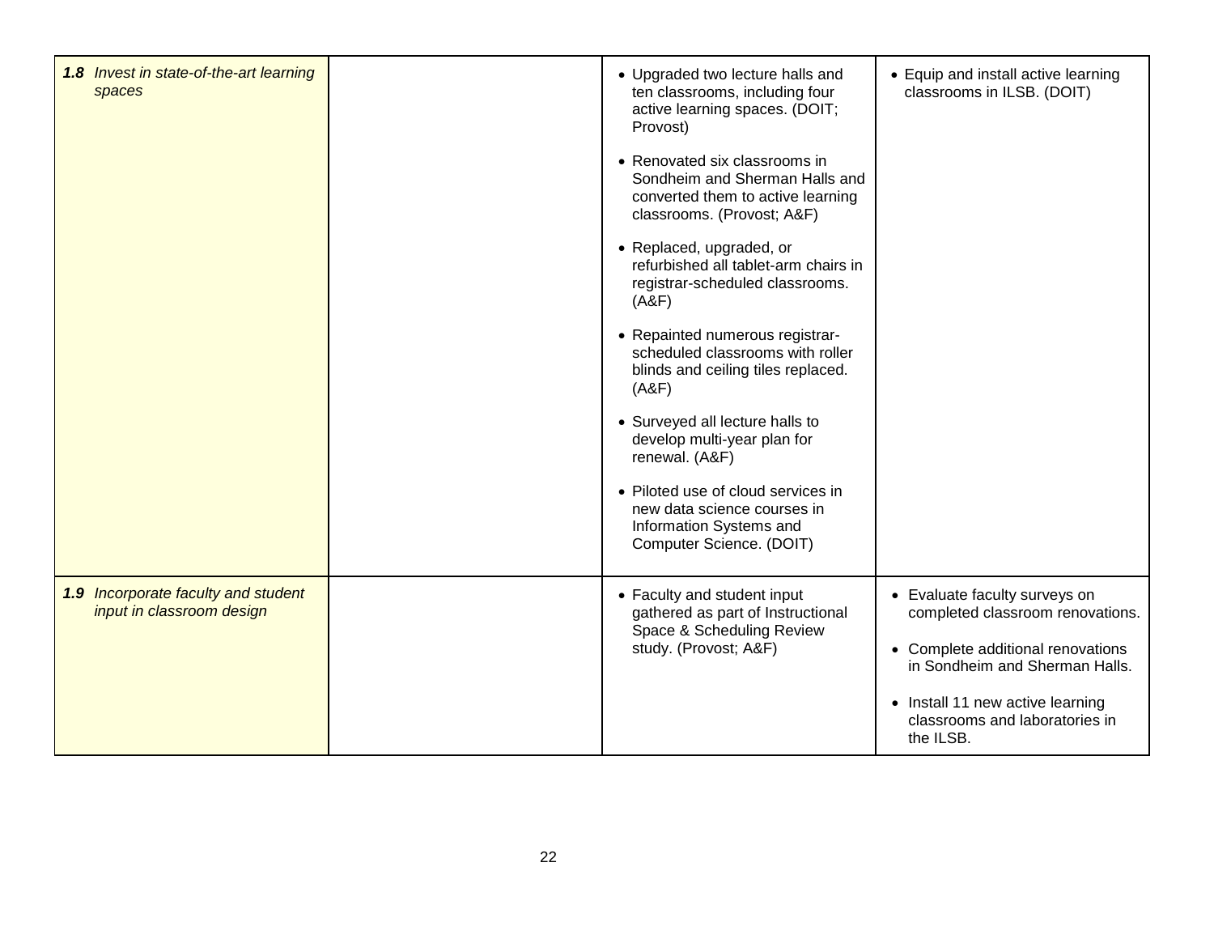| | | | |
|---|---|---|---|
| ***1.8** Invest in state-of-the-art learning spaces* | | • Upgraded two lecture halls and ten classrooms, including four active learning spaces. (DOIT; Provost)<br><br>• Renovated six classrooms in Sondheim and Sherman Halls and converted them to active learning classrooms. (Provost; A&F)<br><br>• Replaced, upgraded, or refurbished all tablet-arm chairs in registrar-scheduled classrooms. (A&F)<br><br>• Repainted numerous registrar-scheduled classrooms with roller blinds and ceiling tiles replaced. (A&F)<br><br>• Surveyed all lecture halls to develop multi-year plan for renewal. (A&F)<br><br>• Piloted use of cloud services in new data science courses in Information Systems and Computer Science. (DOIT) | • Equip and install active learning classrooms in ILSB. (DOIT) |
| ***1.9** Incorporate faculty and student input in classroom design* | | • Faculty and student input gathered as part of Instructional Space & Scheduling Review study. (Provost; A&F) | • Evaluate faculty surveys on completed classroom renovations.<br><br>• Complete additional renovations in Sondheim and Sherman Halls.<br><br>• Install 11 new active learning classrooms and laboratories in the ILSB. |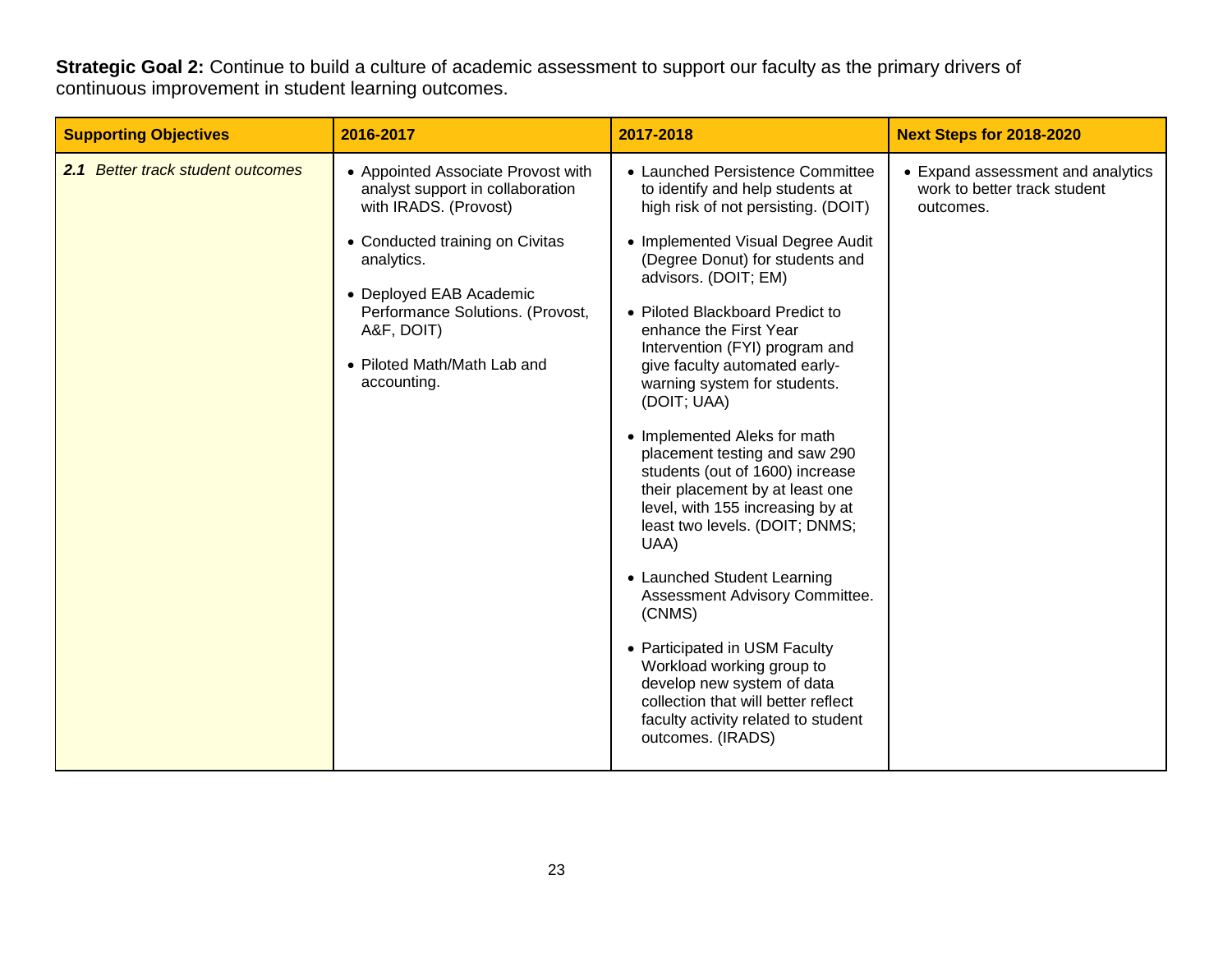**Strategic Goal 2:** Continue to build a culture of academic assessment to support our faculty as the primary drivers of continuous improvement in student learning outcomes.

| Supporting Objectives | 2016-2017 | 2017-2018 | Next Steps for 2018-2020 |
|---|---|---|---|
| ***2.1*** *Better track student outcomes* | • Appointed Associate Provost with analyst support in collaboration with IRADS. (Provost)<br><br>• Conducted training on Civitas analytics.<br><br>• Deployed EAB Academic Performance Solutions. (Provost, A&F, DOIT)<br><br>• Piloted Math/Math Lab and accounting. | • Launched Persistence Committee to identify and help students at high risk of not persisting. (DOIT)<br><br>• Implemented Visual Degree Audit (Degree Donut) for students and advisors. (DOIT; EM)<br><br>• Piloted Blackboard Predict to enhance the First Year Intervention (FYI) program and give faculty automated early-warning system for students. (DOIT; UAA)<br><br>• Implemented Aleks for math placement testing and saw 290 students (out of 1600) increase their placement by at least one level, with 155 increasing by at least two levels. (DOIT; DNMS; UAA)<br><br>• Launched Student Learning Assessment Advisory Committee. (CNMS)<br><br>• Participated in USM Faculty Workload working group to develop new system of data collection that will better reflect faculty activity related to student outcomes. (IRADS) | • Expand assessment and analytics work to better track student outcomes. |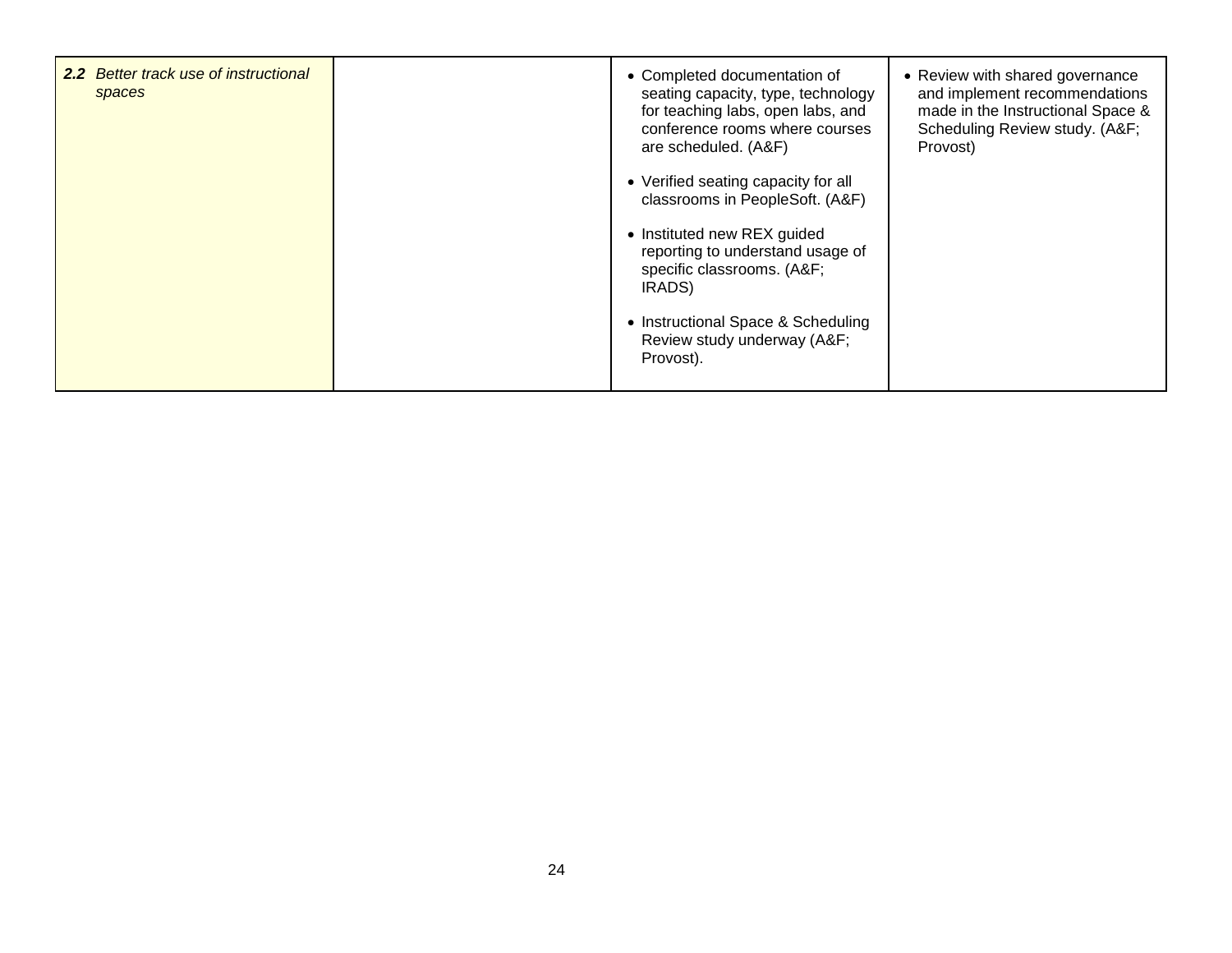| | | | |
|---|---|---|---|
| ***2.2** Better track use of instructional spaces* | | • Completed documentation of seating capacity, type, technology for teaching labs, open labs, and conference rooms where courses are scheduled. (A&F)<br><br>• Verified seating capacity for all classrooms in PeopleSoft. (A&F)<br><br>• Instituted new REX guided reporting to understand usage of specific classrooms. (A&F; IRADS)<br><br>• Instructional Space & Scheduling Review study underway (A&F; Provost). | • Review with shared governance and implement recommendations made in the Instructional Space & Scheduling Review study. (A&F; Provost) |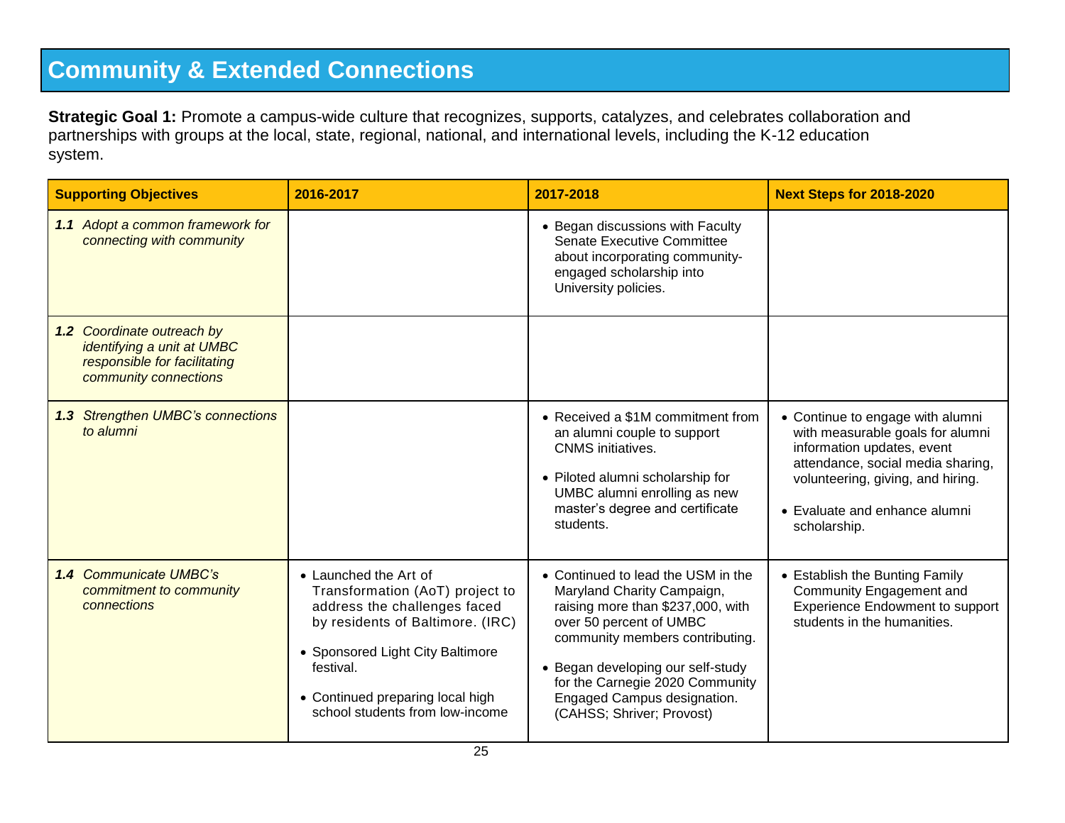# Community & Extended Connections

**Strategic Goal 1:** Promote a campus-wide culture that recognizes, supports, catalyzes, and celebrates collaboration and partnerships with groups at the local, state, regional, national, and international levels, including the K-12 education system.

| Supporting Objectives | 2016-2017 | 2017-2018 | Next Steps for 2018-2020 |
|---|---|---|---|
| ***1.1*** *Adopt a common framework for connecting with community* | | • Began discussions with Faculty Senate Executive Committee about incorporating community-engaged scholarship into University policies. | |
| ***1.2*** *Coordinate outreach by identifying a unit at UMBC responsible for facilitating community connections* | | | |
| ***1.3*** *Strengthen UMBC's connections to alumni* | | • Received a $1M commitment from an alumni couple to support CNMS initiatives.<br><br>• Piloted alumni scholarship for UMBC alumni enrolling as new master's degree and certificate students. | • Continue to engage with alumni with measurable goals for alumni information updates, event attendance, social media sharing, volunteering, giving, and hiring.<br><br>• Evaluate and enhance alumni scholarship. |
| ***1.4*** *Communicate UMBC's commitment to community connections* | • Launched the Art of Transformation (AoT) project to address the challenges faced by residents of Baltimore. (IRC)<br><br>• Sponsored Light City Baltimore festival.<br><br>• Continued preparing local high school students from low-income | • Continued to lead the USM in the Maryland Charity Campaign, raising more than $237,000, with over 50 percent of UMBC community members contributing.<br><br>• Began developing our self-study for the Carnegie 2020 Community Engaged Campus designation. (CAHSS; Shriver; Provost) | • Establish the Bunting Family Community Engagement and Experience Endowment to support students in the humanities. |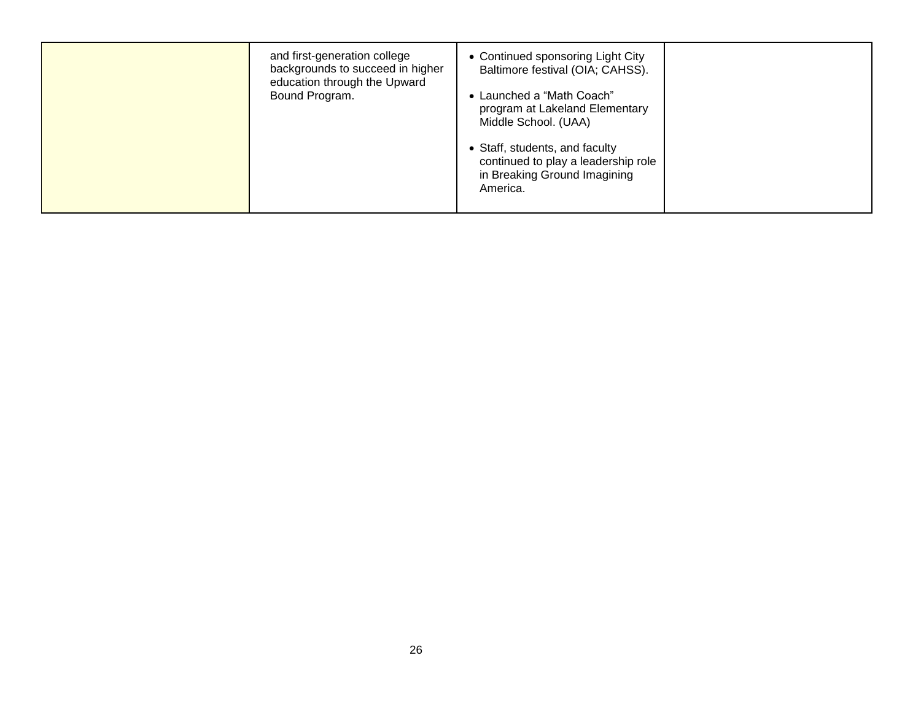|  |  |  |  |
|---|---|---|---|
|  | and first-generation college backgrounds to succeed in higher education through the Upward Bound Program. | • Continued sponsoring Light City Baltimore festival (OIA; CAHSS).<br><br>• Launched a “Math Coach” program at Lakeland Elementary Middle School. (UAA)<br><br>• Staff, students, and faculty continued to play a leadership role in Breaking Ground Imagining America. |  |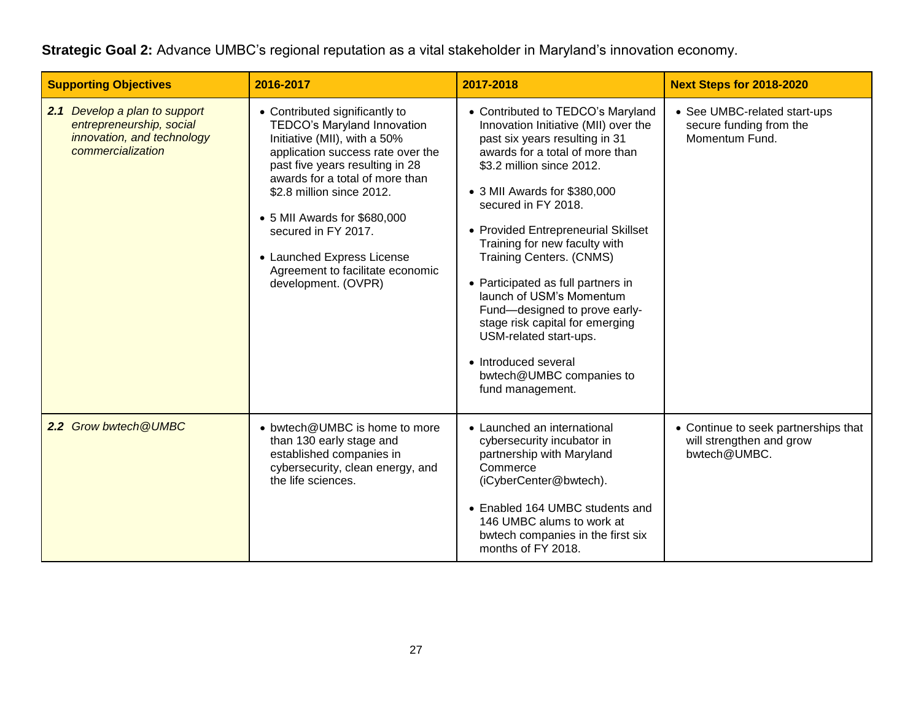**Strategic Goal 2:** Advance UMBC's regional reputation as a vital stakeholder in Maryland's innovation economy.

| Supporting Objectives | 2016-2017 | 2017-2018 | Next Steps for 2018-2020 |
|---|---|---|---|
| ***2.1*** *Develop a plan to support entrepreneurship, social innovation, and technology commercialization* | • Contributed significantly to TEDCO's Maryland Innovation Initiative (MII), with a 50% application success rate over the past five years resulting in 28 awards for a total of more than $2.8 million since 2012.<br><br>• 5 MII Awards for $680,000 secured in FY 2017.<br><br>• Launched Express License Agreement to facilitate economic development. (OVPR) | • Contributed to TEDCO's Maryland Innovation Initiative (MII) over the past six years resulting in 31 awards for a total of more than $3.2 million since 2012.<br><br>• 3 MII Awards for $380,000 secured in FY 2018.<br><br>• Provided Entrepreneurial Skillset Training for new faculty with Training Centers. (CNMS)<br><br>• Participated as full partners in launch of USM's Momentum Fund—designed to prove early-stage risk capital for emerging USM-related start-ups.<br><br>• Introduced several bwtech@UMBC companies to fund management. | • See UMBC-related start-ups secure funding from the Momentum Fund. |
| ***2.2*** *Grow bwtech@UMBC* | • bwtech@UMBC is home to more than 130 early stage and established companies in cybersecurity, clean energy, and the life sciences. | • Launched an international cybersecurity incubator in partnership with Maryland Commerce (iCyberCenter@bwtech).<br><br>• Enabled 164 UMBC students and 146 UMBC alums to work at bwtech companies in the first six months of FY 2018. | • Continue to seek partnerships that will strengthen and grow bwtech@UMBC. |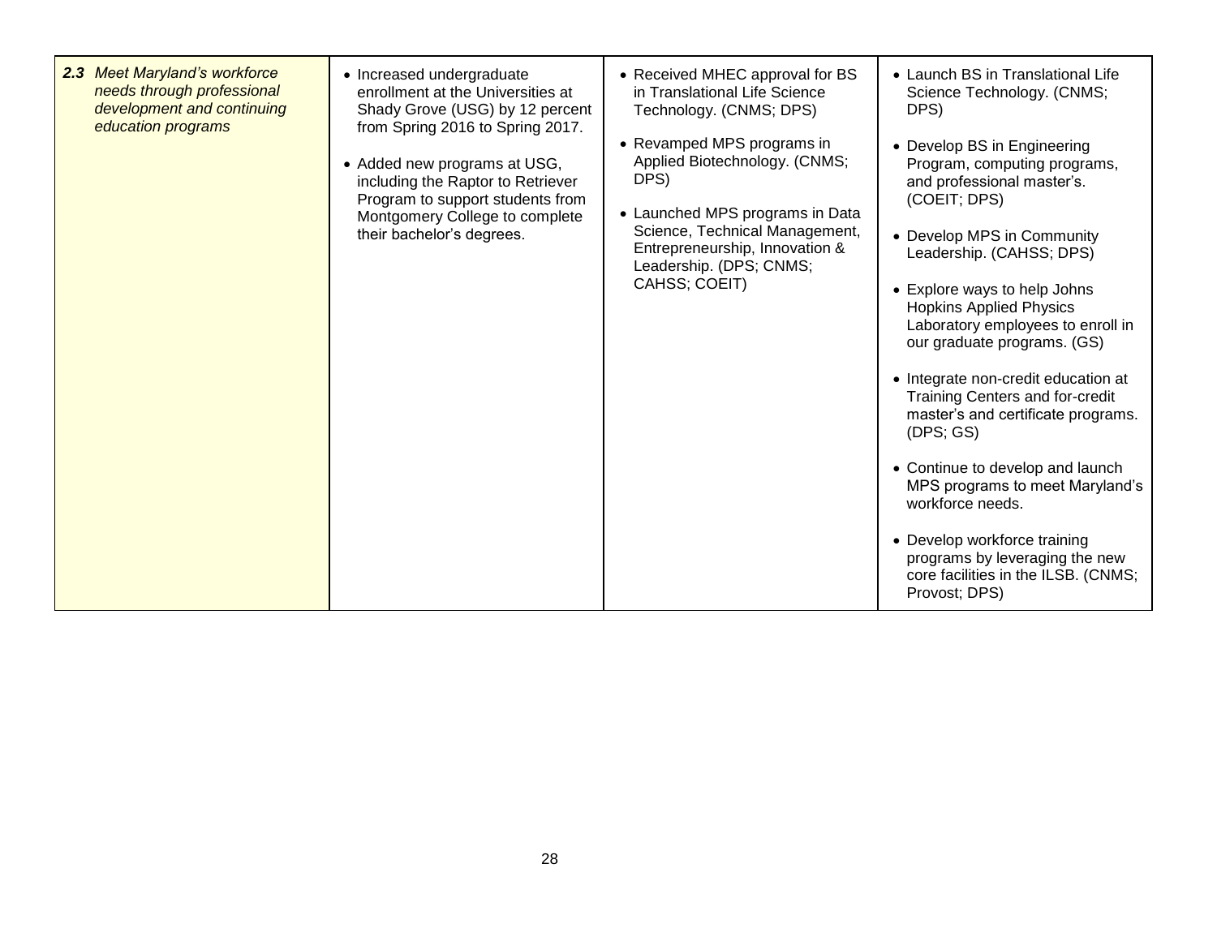| | | | |
|---|---|---|---|
| ***2.3** Meet Maryland's workforce needs through professional development and continuing education programs* | • Increased undergraduate enrollment at the Universities at Shady Grove (USG) by 12 percent from Spring 2016 to Spring 2017.<br><br>• Added new programs at USG, including the Raptor to Retriever Program to support students from Montgomery College to complete their bachelor's degrees. | • Received MHEC approval for BS in Translational Life Science Technology. (CNMS; DPS)<br><br>• Revamped MPS programs in Applied Biotechnology. (CNMS; DPS)<br><br>• Launched MPS programs in Data Science, Technical Management, Entrepreneurship, Innovation & Leadership. (DPS; CNMS; CAHSS; COEIT) | • Launch BS in Translational Life Science Technology. (CNMS; DPS)<br><br>• Develop BS in Engineering Program, computing programs, and professional master's. (COEIT; DPS)<br><br>• Develop MPS in Community Leadership. (CAHSS; DPS)<br><br>• Explore ways to help Johns Hopkins Applied Physics Laboratory employees to enroll in our graduate programs. (GS)<br><br>• Integrate non-credit education at Training Centers and for-credit master's and certificate programs. (DPS; GS)<br><br>• Continue to develop and launch MPS programs to meet Maryland's workforce needs.<br><br>• Develop workforce training programs by leveraging the new core facilities in the ILSB. (CNMS; Provost; DPS) |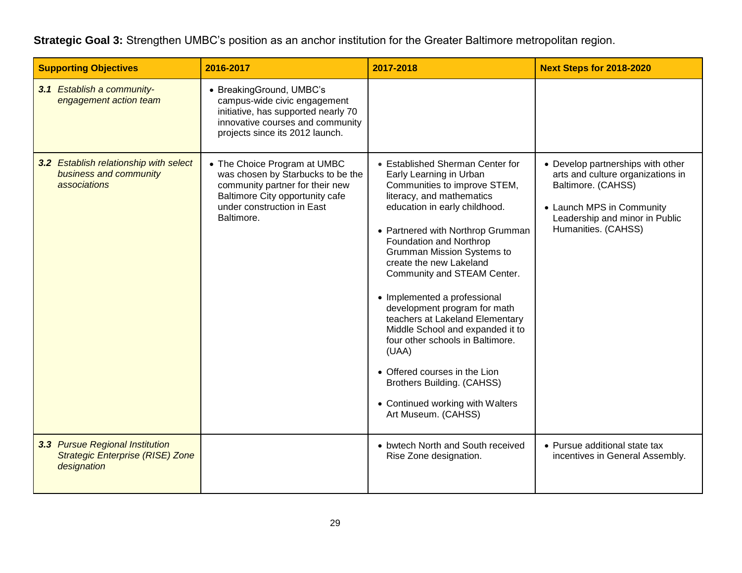**Strategic Goal 3:** Strengthen UMBC's position as an anchor institution for the Greater Baltimore metropolitan region.

| Supporting Objectives | 2016-2017 | 2017-2018 | Next Steps for 2018-2020 |
|---|---|---|---|
| ***3.1*** *Establish a community-engagement action team* | • BreakingGround, UMBC's campus-wide civic engagement initiative, has supported nearly 70 innovative courses and community projects since its 2012 launch. | | |
| ***3.2*** *Establish relationship with select business and community associations* | • The Choice Program at UMBC was chosen by Starbucks to be the community partner for their new Baltimore City opportunity cafe under construction in East Baltimore. | • Established Sherman Center for Early Learning in Urban Communities to improve STEM, literacy, and mathematics education in early childhood.<br><br>• Partnered with Northrop Grumman Foundation and Northrop Grumman Mission Systems to create the new Lakeland Community and STEAM Center.<br><br>• Implemented a professional development program for math teachers at Lakeland Elementary Middle School and expanded it to four other schools in Baltimore. (UAA)<br><br>• Offered courses in the Lion Brothers Building. (CAHSS)<br><br>• Continued working with Walters Art Museum. (CAHSS) | • Develop partnerships with other arts and culture organizations in Baltimore. (CAHSS)<br><br>• Launch MPS in Community Leadership and minor in Public Humanities. (CAHSS) |
| ***3.3*** *Pursue Regional Institution Strategic Enterprise (RISE) Zone designation* | | • bwtech North and South received Rise Zone designation. | • Pursue additional state tax incentives in General Assembly. |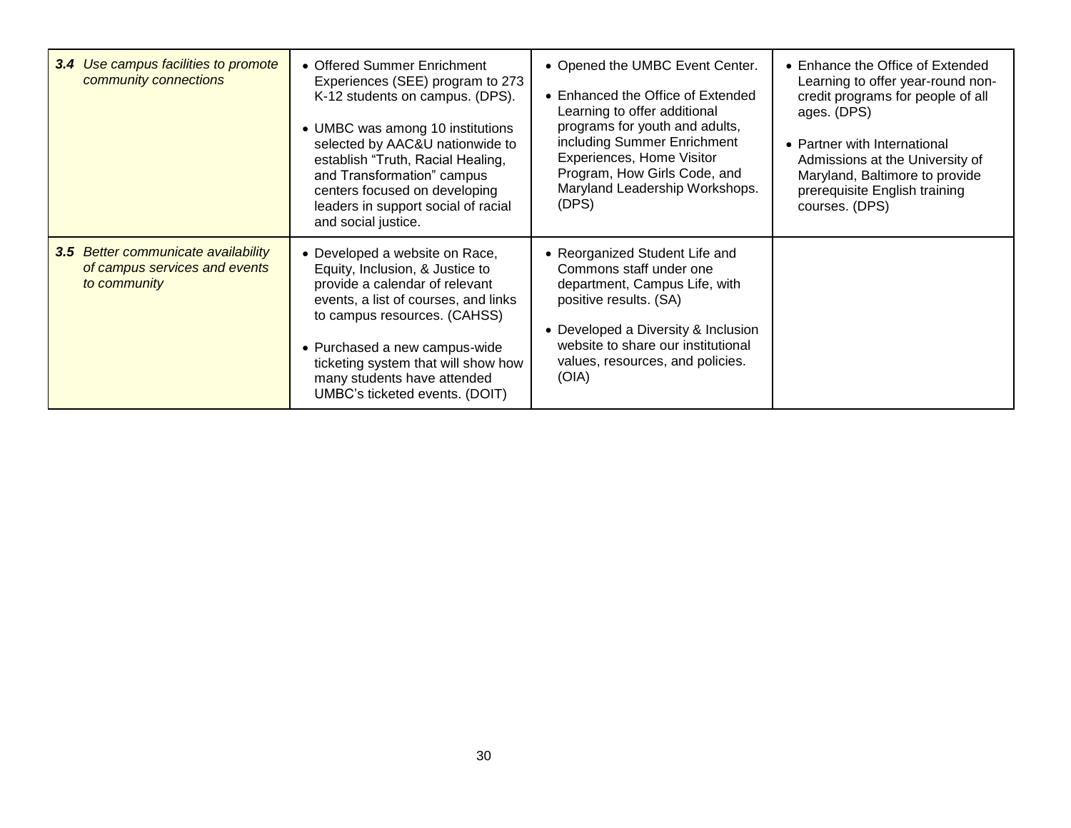| | | | |
|---|---|---|---|
| ***3.4** Use campus facilities to promote community connections* | • Offered Summer Enrichment Experiences (SEE) program to 273 K-12 students on campus. (DPS)<br><br>• UMBC was among 10 institutions selected by AAC&U nationwide to establish "Truth, Racial Healing, and Transformation" campus centers focused on developing leaders in support social of racial and social justice. | • Opened the UMBC Event Center.<br><br>• Enhanced the Office of Extended Learning to offer additional programs for youth and adults, including Summer Enrichment Experiences, Home Visitor Program, How Girls Code, and Maryland Leadership Workshops. (DPS) | • Enhance the Office of Extended Learning to offer year-round non-credit programs for people of all ages. (DPS)<br><br>• Partner with International Admissions at the University of Maryland, Baltimore to provide prerequisite English training courses. (DPS) |
| ***3.5** Better communicate availability of campus services and events to community* | • Developed a website on Race, Equity, Inclusion, & Justice to provide a calendar of relevant events, a list of courses, and links to campus resources. (CAHSS)<br><br>• Purchased a new campus-wide ticketing system that will show how many students have attended UMBC's ticketed events. (DOIT) | • Reorganized Student Life and Commons staff under one department, Campus Life, with positive results. (SA)<br><br>• Developed a Diversity & Inclusion website to share our institutional values, resources, and policies. (OIA) | |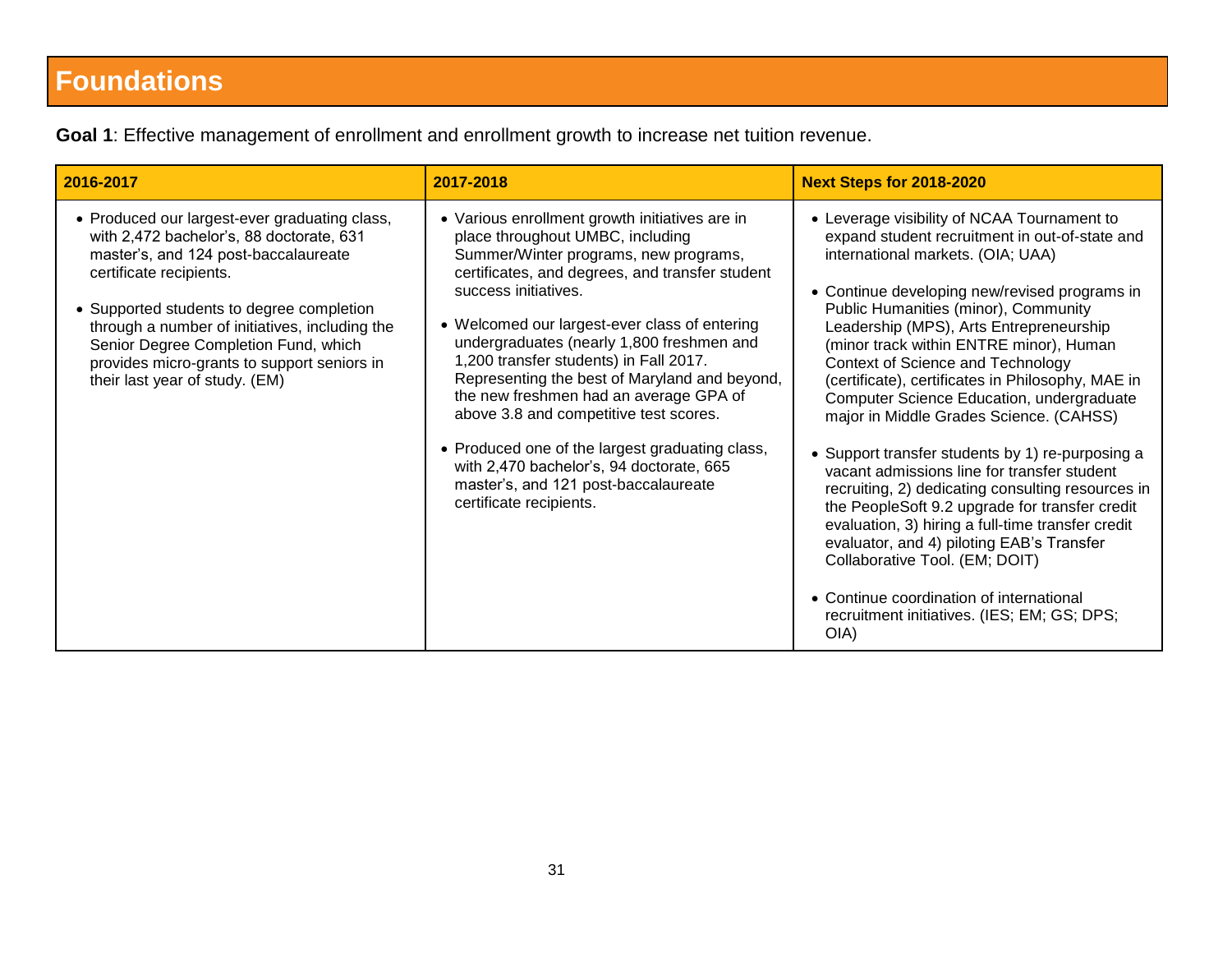# Foundations

**Goal 1**: Effective management of enrollment and enrollment growth to increase net tuition revenue.

| 2016-2017 | 2017-2018 | Next Steps for 2018-2020 |
|---|---|---|
| • Produced our largest-ever graduating class, with 2,472 bachelor's, 88 doctorate, 631 master's, and 124 post-baccalaureate certificate recipients.<br><br>• Supported students to degree completion through a number of initiatives, including the Senior Degree Completion Fund, which provides micro-grants to support seniors in their last year of study. (EM) | • Various enrollment growth initiatives are in place throughout UMBC, including Summer/Winter programs, new programs, certificates, and degrees, and transfer student success initiatives.<br><br>• Welcomed our largest-ever class of entering undergraduates (nearly 1,800 freshmen and 1,200 transfer students) in Fall 2017. Representing the best of Maryland and beyond, the new freshmen had an average GPA of above 3.8 and competitive test scores.<br><br>• Produced one of the largest graduating class, with 2,470 bachelor's, 94 doctorate, 665 master's, and 121 post-baccalaureate certificate recipients. | • Leverage visibility of NCAA Tournament to expand student recruitment in out-of-state and international markets. (OIA; UAA)<br><br>• Continue developing new/revised programs in Public Humanities (minor), Community Leadership (MPS), Arts Entrepreneurship (minor track within ENTRE minor), Human Context of Science and Technology (certificate), certificates in Philosophy, MAE in Computer Science Education, undergraduate major in Middle Grades Science. (CAHSS)<br><br>• Support transfer students by 1) re-purposing a vacant admissions line for transfer student recruiting, 2) dedicating consulting resources in the PeopleSoft 9.2 upgrade for transfer credit evaluation, 3) hiring a full-time transfer credit evaluator, and 4) piloting EAB's Transfer Collaborative Tool. (EM; DOIT)<br><br>• Continue coordination of international recruitment initiatives. (IES; EM; GS; DPS; OIA) |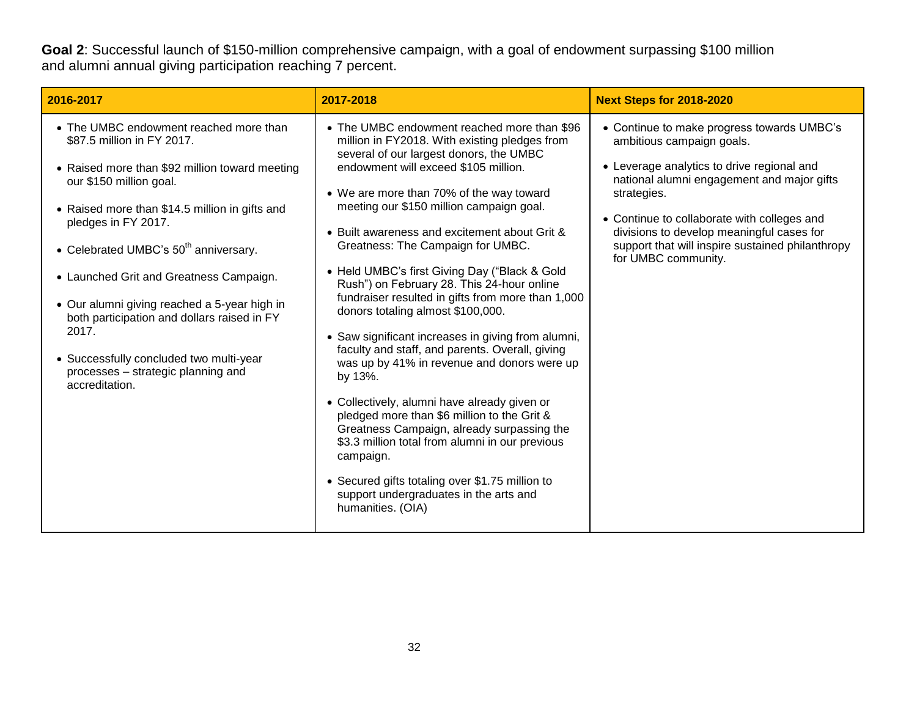**Goal 2**: Successful launch of $150-million comprehensive campaign, with a goal of endowment surpassing $100 million and alumni annual giving participation reaching 7 percent.

| 2016-2017 | 2017-2018 | Next Steps for 2018-2020 |
|---|---|---|
| • The UMBC endowment reached more than $87.5 million in FY 2017.<br><br>• Raised more than $92 million toward meeting our $150 million goal.<br><br>• Raised more than $14.5 million in gifts and pledges in FY 2017.<br><br>• Celebrated UMBC's 50th anniversary.<br><br>• Launched Grit and Greatness Campaign.<br><br>• Our alumni giving reached a 5-year high in both participation and dollars raised in FY 2017.<br><br>• Successfully concluded two multi-year processes – strategic planning and accreditation. | • The UMBC endowment reached more than $96 million in FY2018. With existing pledges from several of our largest donors, the UMBC endowment will exceed $105 million.<br><br>• We are more than 70% of the way toward meeting our $150 million campaign goal.<br><br>• Built awareness and excitement about Grit & Greatness: The Campaign for UMBC.<br><br>• Held UMBC's first Giving Day ("Black & Gold Rush") on February 28. This 24-hour online fundraiser resulted in gifts from more than 1,000 donors totaling almost $100,000.<br><br>• Saw significant increases in giving from alumni, faculty and staff, and parents. Overall, giving was up by 41% in revenue and donors were up by 13%.<br><br>• Collectively, alumni have already given or pledged more than $6 million to the Grit & Greatness Campaign, already surpassing the $3.3 million total from alumni in our previous campaign.<br><br>• Secured gifts totaling over $1.75 million to support undergraduates in the arts and humanities. (OIA) | • Continue to make progress towards UMBC's ambitious campaign goals.<br><br>• Leverage analytics to drive regional and national alumni engagement and major gifts strategies.<br><br>• Continue to collaborate with colleges and divisions to develop meaningful cases for support that will inspire sustained philanthropy for UMBC community. |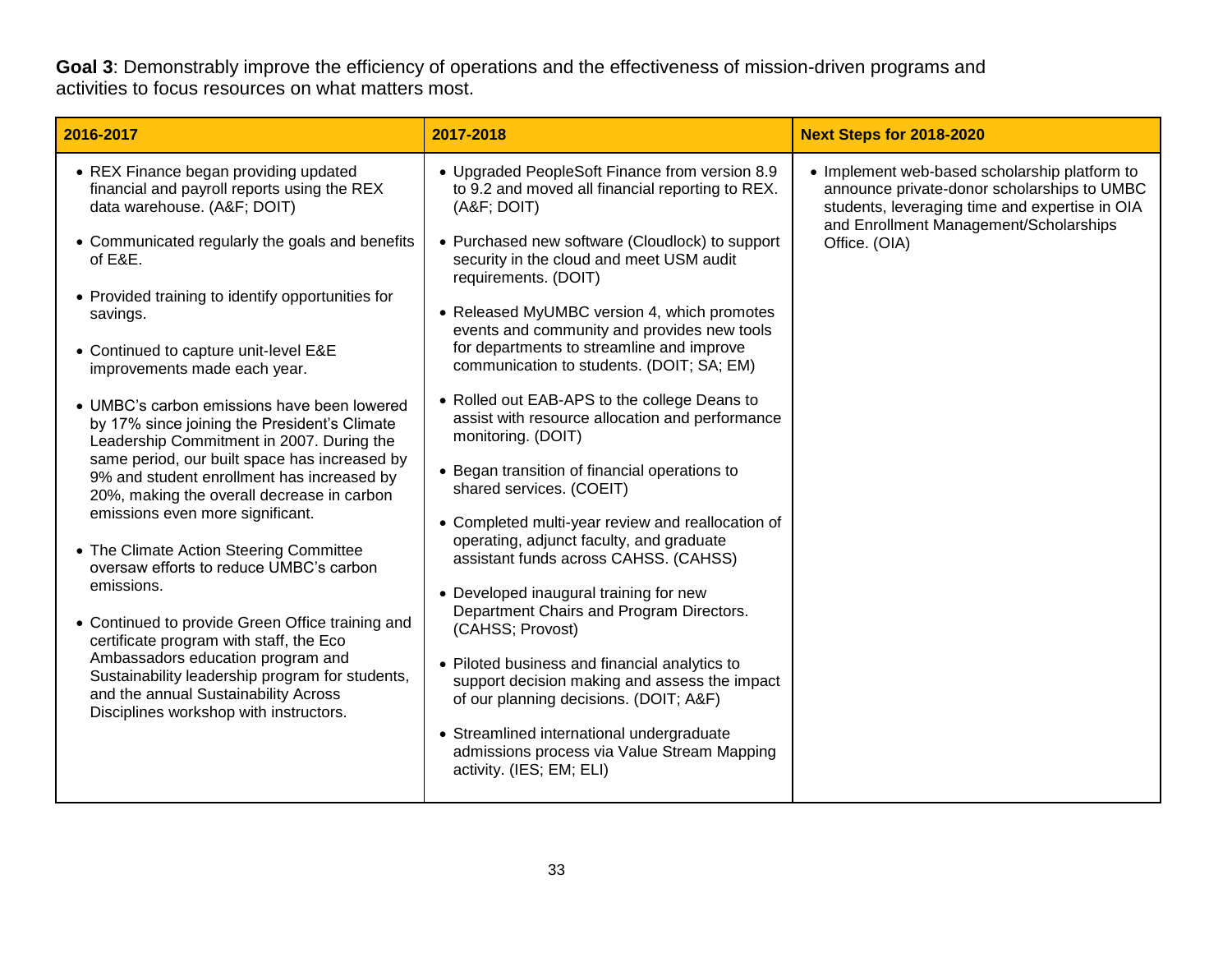**Goal 3**: Demonstrably improve the efficiency of operations and the effectiveness of mission-driven programs and activities to focus resources on what matters most.

| 2016-2017 | 2017-2018 | Next Steps for 2018-2020 |
|---|---|---|
| • REX Finance began providing updated financial and payroll reports using the REX data warehouse. (A&F; DOIT)<br><br>• Communicated regularly the goals and benefits of E&E.<br><br>• Provided training to identify opportunities for savings.<br><br>• Continued to capture unit-level E&E improvements made each year.<br><br>• UMBC's carbon emissions have been lowered by 17% since joining the President's Climate Leadership Commitment in 2007. During the same period, our built space has increased by 9% and student enrollment has increased by 20%, making the overall decrease in carbon emissions even more significant.<br><br>• The Climate Action Steering Committee oversaw efforts to reduce UMBC's carbon emissions.<br><br>• Continued to provide Green Office training and certificate program with staff, the Eco Ambassadors education program and Sustainability leadership program for students, and the annual Sustainability Across Disciplines workshop with instructors. | • Upgraded PeopleSoft Finance from version 8.9 to 9.2 and moved all financial reporting to REX. (A&F; DOIT)<br><br>• Purchased new software (Cloudlock) to support security in the cloud and meet USM audit requirements. (DOIT)<br><br>• Released MyUMBC version 4, which promotes events and community and provides new tools for departments to streamline and improve communication to students. (DOIT; SA; EM)<br><br>• Rolled out EAB-APS to the college Deans to assist with resource allocation and performance monitoring. (DOIT)<br><br>• Began transition of financial operations to shared services. (COEIT)<br><br>• Completed multi-year review and reallocation of operating, adjunct faculty, and graduate assistant funds across CAHSS. (CAHSS)<br><br>• Developed inaugural training for new Department Chairs and Program Directors. (CAHSS; Provost)<br><br>• Piloted business and financial analytics to support decision making and assess the impact of our planning decisions. (DOIT; A&F)<br><br>• Streamlined international undergraduate admissions process via Value Stream Mapping activity. (IES; EM; ELI) | • Implement web-based scholarship platform to announce private-donor scholarships to UMBC students, leveraging time and expertise in OIA and Enrollment Management/Scholarships Office. (OIA) |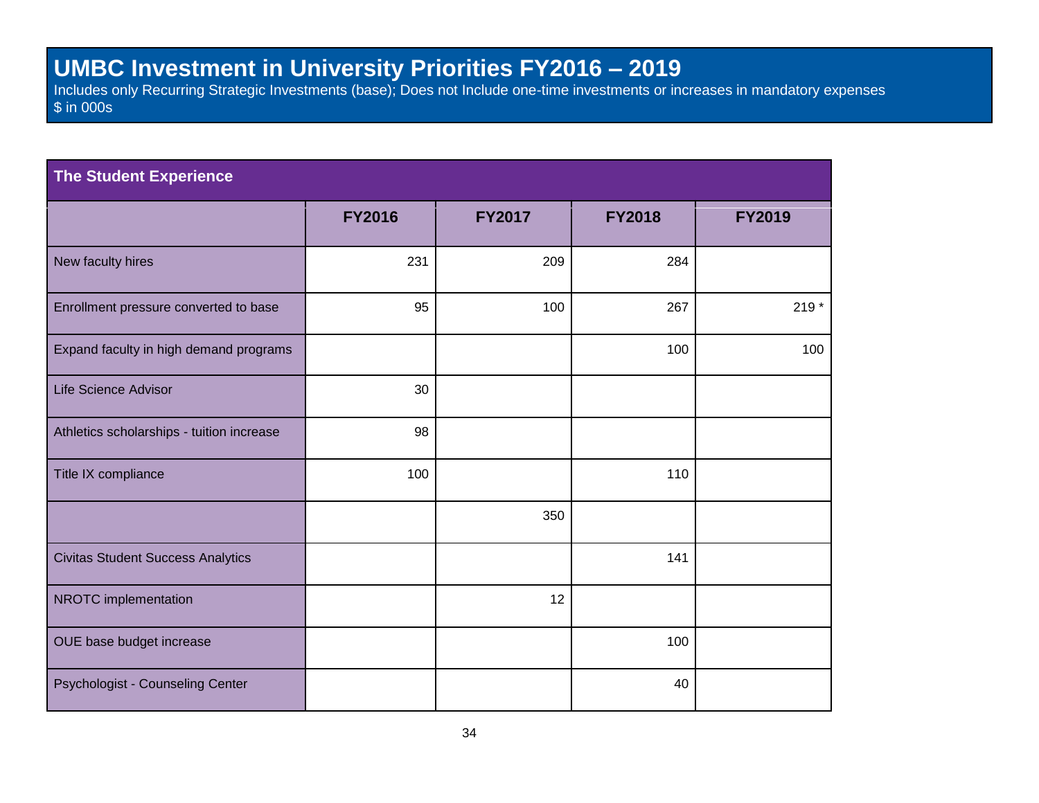# UMBC Investment in University Priorities FY2016 – 2019

Includes only Recurring Strategic Investments (base); Does not Include one-time investments or increases in mandatory expenses
$ in 000s

## The Student Experience

| | FY2016 | FY2017 | FY2018 | FY2019 |
|---|---|---|---|---|
| New faculty hires | 231 | 209 | 284 | |
| Enrollment pressure converted to base | 95 | 100 | 267 | 219 * |
| Expand faculty in high demand programs | | | 100 | 100 |
| Life Science Advisor | 30 | | | |
| Athletics scholarships - tuition increase | 98 | | | |
| Title IX compliance | 100 | | 110 | |
| | | 350 | | |
| Civitas Student Success Analytics | | | 141 | |
| NROTC implementation | | 12 | | |
| OUE base budget increase | | | 100 | |
| Psychologist - Counseling Center | | | 40 | |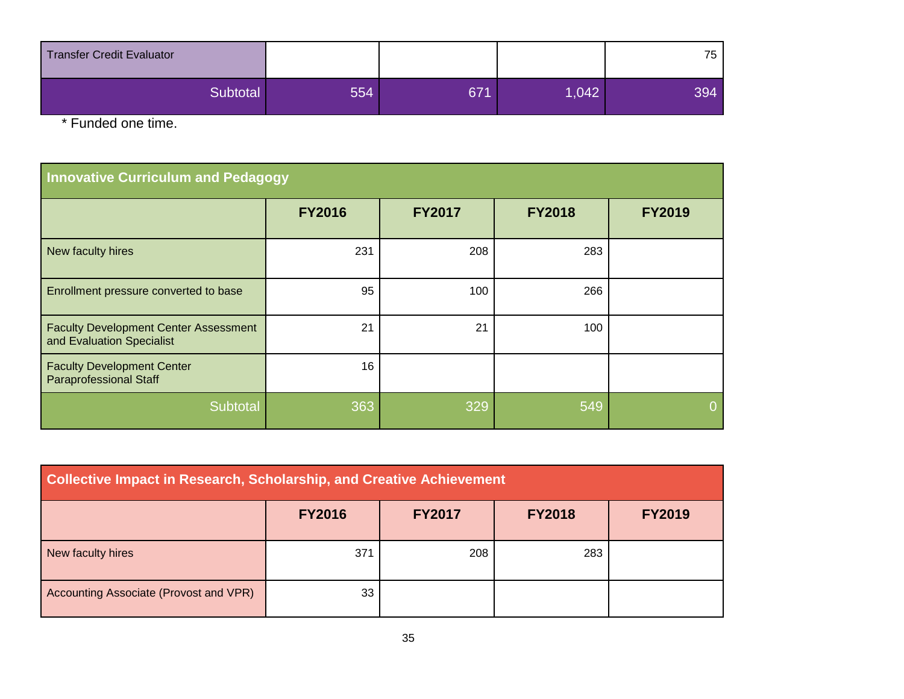| | | | | |
|---|---|---|---|---|
| Transfer Credit Evaluator | | | | 75 |
| Subtotal | 554 | 671 | 1,042 | 394 |

\* Funded one time.

| Innovative Curriculum and Pedagogy | | | | |
|---|---|---|---|---|
| | FY2016 | FY2017 | FY2018 | FY2019 |
| New faculty hires | 231 | 208 | 283 | |
| Enrollment pressure converted to base | 95 | 100 | 266 | |
| Faculty Development Center Assessment and Evaluation Specialist | 21 | 21 | 100 | |
| Faculty Development Center Paraprofessional Staff | 16 | | | |
| Subtotal | 363 | 329 | 549 | 0 |

| Collective Impact in Research, Scholarship, and Creative Achievement | | | | |
|---|---|---|---|---|
| | FY2016 | FY2017 | FY2018 | FY2019 |
| New faculty hires | 371 | 208 | 283 | |
| Accounting Associate (Provost and VPR) | 33 | | | |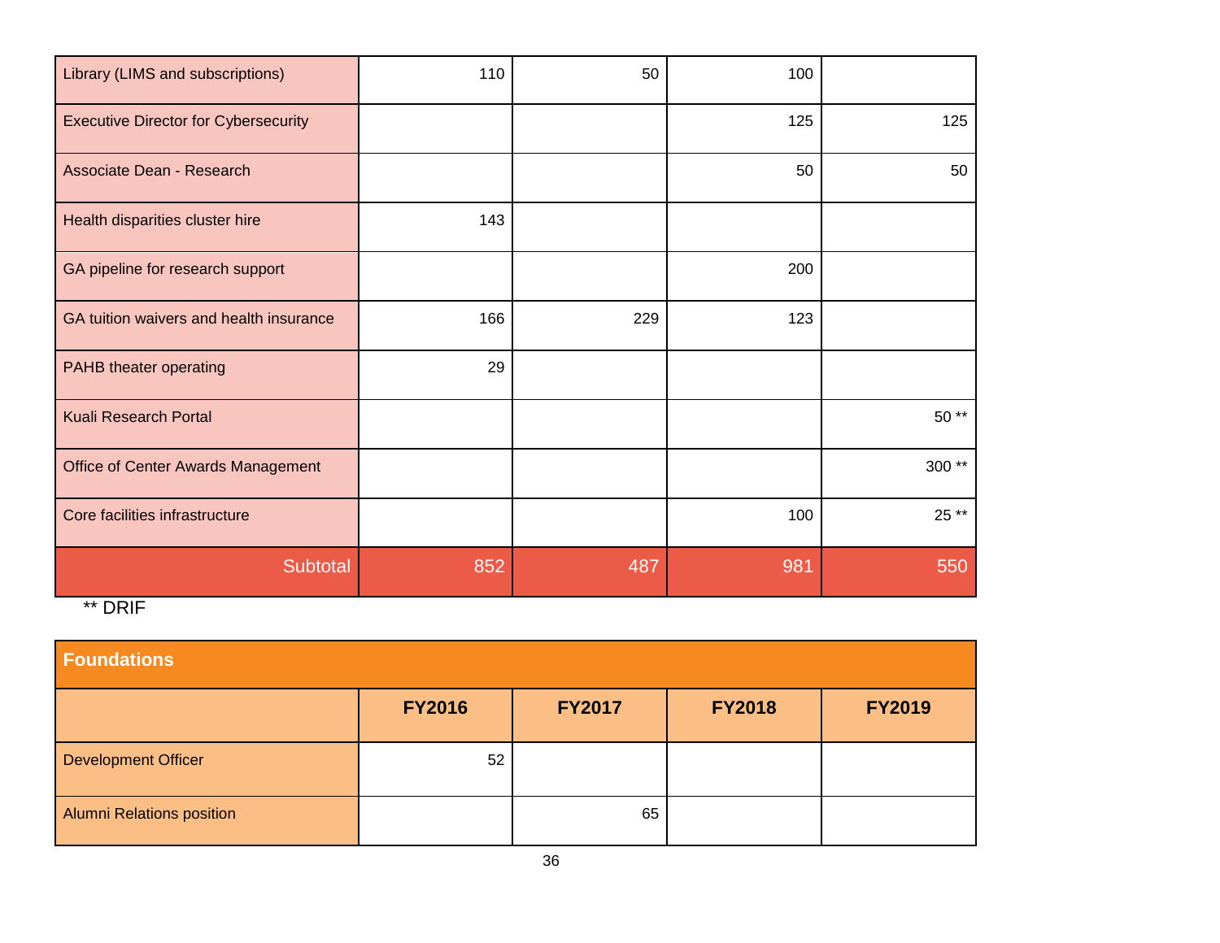| | | | | |
|---|---|---|---|---|
| Library (LIMS and subscriptions) | 110 | 50 | 100 | |
| Executive Director for Cybersecurity | | | 125 | 125 |
| Associate Dean - Research | | | 50 | 50 |
| Health disparities cluster hire | 143 | | | |
| GA pipeline for research support | | | 200 | |
| GA tuition waivers and health insurance | 166 | 229 | 123 | |
| PAHB theater operating | 29 | | | |
| Kuali Research Portal | | | | 50 ** |
| Office of Center Awards Management | | | | 300 ** |
| Core facilities infrastructure | | | 100 | 25 ** |
| Subtotal | 852 | 487 | 981 | 550 |

** DRIF

| **Foundations** | | | | |
|---|---|---|---|---|
| | **FY2016** | **FY2017** | **FY2018** | **FY2019** |
| Development Officer | 52 | | | |
| Alumni Relations position | | 65 | | |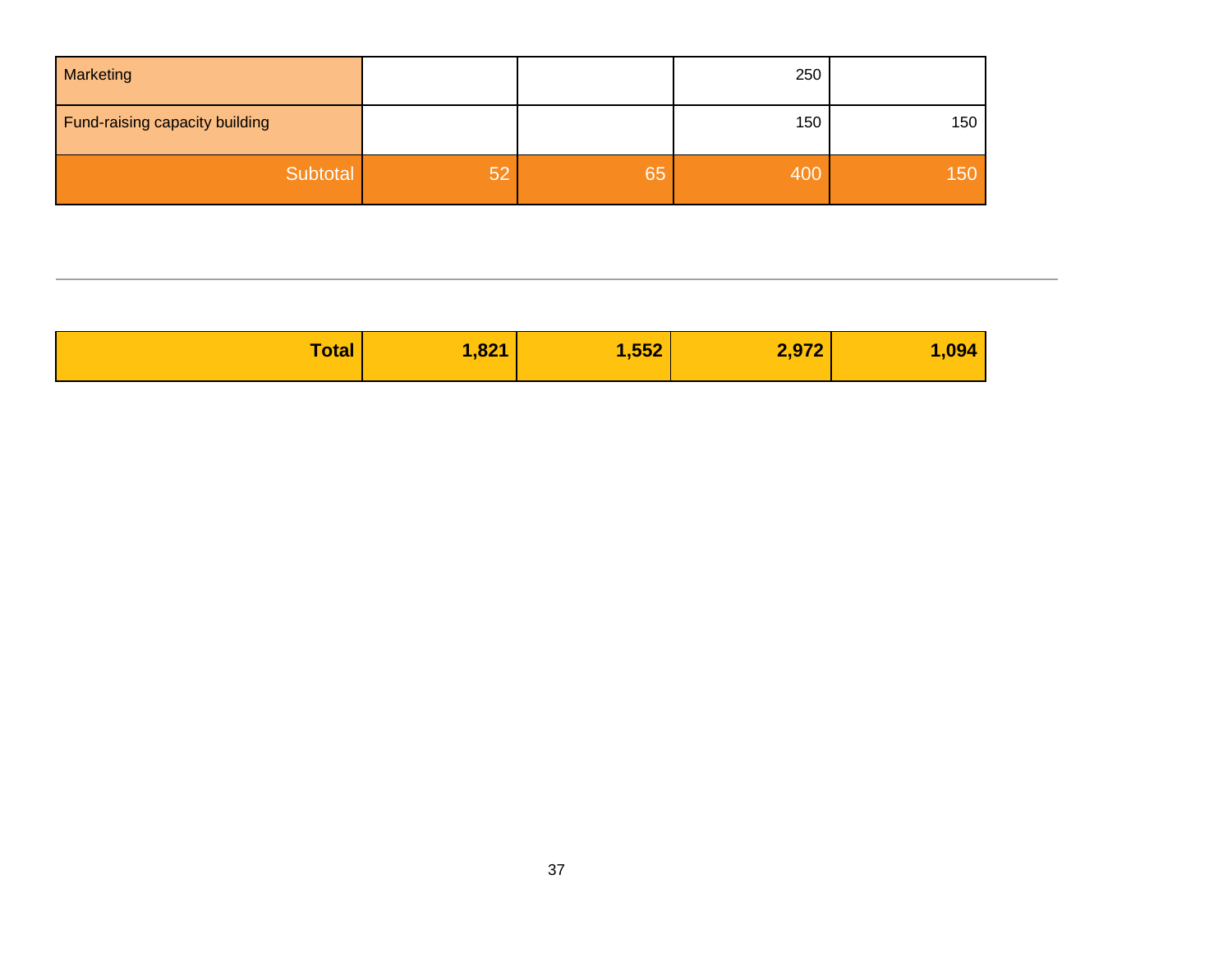| | | | | |
|---|---|---|---|---|
| Marketing | | | 250 | |
| Fund-raising capacity building | | | 150 | 150 |
| Subtotal | 52 | 65 | 400 | 150 |

---

| | | | | |
|---|---|---|---|---|
| **Total** | **1,821** | **1,552** | **2,972** | **1,094** |